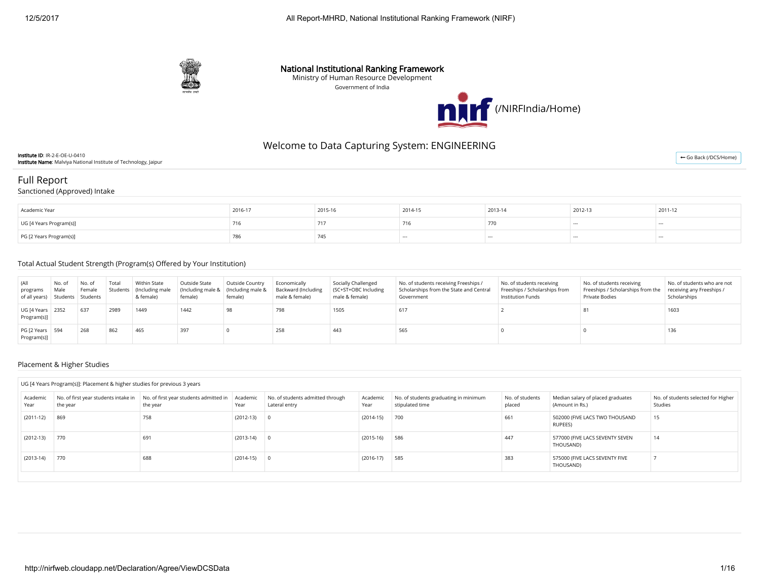# National Institutional Ranking Framework

Ministry of Human Resource Development

Government of India

(/NIRFIndia/Home)

## Welcome to Data Capturing System: ENGINEERING

**Institute ID**: IR-2-E-OE-U-0410
**Institute Name**: Malviya National Institute of Technology, Jaipur

← Go Back (/DCS/Home)

## Full Report

### Sanctioned (Approved) Intake

| Academic Year | 2016-17 | 2015-16 | 2014-15 | 2013-14 | 2012-13 | 2011-12 |
|---|---|---|---|---|---|---|
| UG [4 Years Program(s)] | 716 | 717 | 716 | 770 | --- | --- |
| PG [2 Years Program(s)] | 786 | 745 | --- | --- | --- | --- |

### Total Actual Student Strength (Program(s) Offered by Your Institution)

| (All programs of all years) | No. of Male Students | No. of Female Students | Total Students | Within State (Including male & female) | Outside State (Including male & female) | Outside Country (Including male & female) | Economically Backward (Including male & female) | Socially Challenged (SC+ST+OBC Including male & female) | No. of students receiving Freeships / Scholarships from the State and Central Government | No. of students receiving Freeships / Scholarships from Institution Funds | No. of students receiving Freeships / Scholarships from the Private Bodies | No. of students who are not receiving any Freeships / Scholarships |
|---|---|---|---|---|---|---|---|---|---|---|---|---|
| UG [4 Years Program(s)] | 2352 | 637 | 2989 | 1449 | 1442 | 98 | 798 | 1505 | 617 | 2 | 81 | 1603 |
| PG [2 Years Program(s)] | 594 | 268 | 862 | 465 | 397 | 0 | 258 | 443 | 565 | 0 | 0 | 136 |

### Placement & Higher Studies

UG [4 Years Program(s)]: Placement & higher studies for previous 3 years

| Academic Year | No. of first year students intake in the year | No. of first year students admitted in the year | Academic Year | No. of students admitted through Lateral entry | Academic Year | No. of students graduating in minimum stipulated time | No. of students placed | Median salary of placed graduates (Amount in Rs.) | No. of students selected for Higher Studies |
|---|---|---|---|---|---|---|---|---|---|
| (2011-12) | 869 | 758 | (2012-13) | 0 | (2014-15) | 700 | 661 | 502000 (FIVE LACS TWO THOUSAND RUPEES) | 15 |
| (2012-13) | 770 | 691 | (2013-14) | 0 | (2015-16) | 586 | 447 | 577000 (FIVE LACS SEVENTY SEVEN THOUSAND) | 14 |
| (2013-14) | 770 | 688 | (2014-15) | 0 | (2016-17) | 585 | 383 | 575000 (FIVE LACS SEVENTY FIVE THOUSAND) | 7 |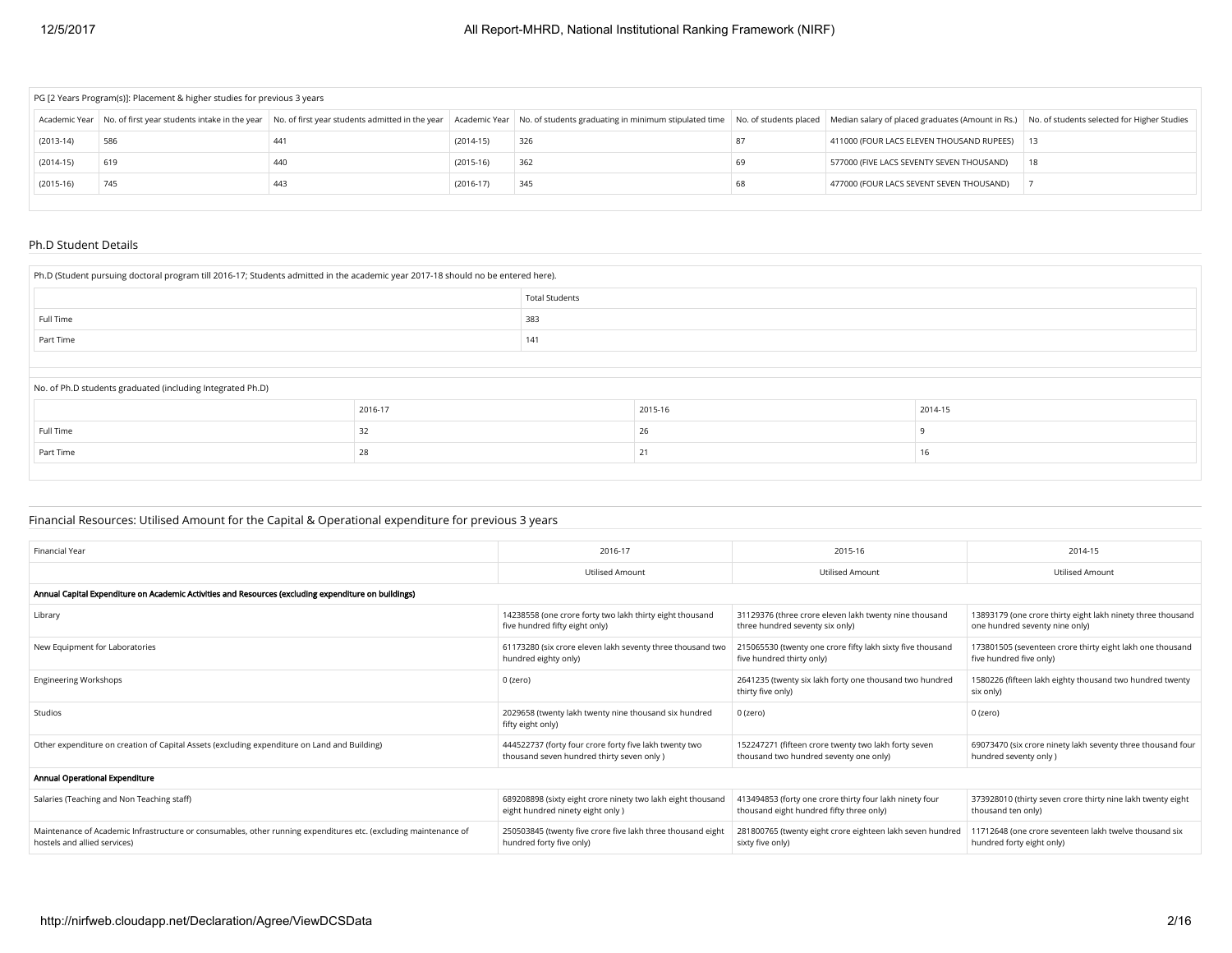| PG [2 Years Program(s)]: Placement & higher studies for previous 3 years | | | | | | | |
|---|---|---|---|---|---|---|---|
| Academic Year | No. of first year students intake in the year | No. of first year students admitted in the year | Academic Year | No. of students graduating in minimum stipulated time | No. of students placed | Median salary of placed graduates (Amount in Rs.) | No. of students selected for Higher Studies |
| (2013-14) | 586 | 441 | (2014-15) | 326 | 87 | 411000 (FOUR LACS ELEVEN THOUSAND RUPEES) | 13 |
| (2014-15) | 619 | 440 | (2015-16) | 362 | 69 | 577000 (FIVE LACS SEVENTY SEVEN THOUSAND) | 18 |
| (2015-16) | 745 | 443 | (2016-17) | 345 | 68 | 477000 (FOUR LACS SEVENT SEVEN THOUSAND) | 7 |

## Ph.D Student Details

| Ph.D (Student pursuing doctoral program till 2016-17; Students admitted in the academic year 2017-18 should no be entered here). | |
|---|---|
| | Total Students |
| Full Time | 383 |
| Part Time | 141 |

| No. of Ph.D students graduated (including Integrated Ph.D) | | | |
|---|---|---|---|
| | 2016-17 | 2015-16 | 2014-15 |
| Full Time | 32 | 26 | 9 |
| Part Time | 28 | 21 | 16 |

## Financial Resources: Utilised Amount for the Capital & Operational expenditure for previous 3 years

| Financial Year | 2016-17 | 2015-16 | 2014-15 |
|---|---|---|---|
| | Utilised Amount | Utilised Amount | Utilised Amount |
| **Annual Capital Expenditure on Academic Activities and Resources (excluding expenditure on buildings)** | | | |
| Library | 14238558 (one crore forty two lakh thirty eight thousand five hundred fifty eight only) | 31129376 (three crore eleven lakh twenty nine thousand three hundred seventy six only) | 13893179 (one crore thirty eight lakh ninety three thousand one hundred seventy nine only) |
| New Equipment for Laboratories | 61173280 (six crore eleven lakh seventy three thousand two hundred eighty only) | 215065530 (twenty one crore fifty lakh sixty five thousand five hundred thirty only) | 173801505 (seventeen crore thirty eight lakh one thousand five hundred five only) |
| Engineering Workshops | 0 (zero) | 2641235 (twenty six lakh forty one thousand two hundred thirty five only) | 1580226 (fifteen lakh eighty thousand two hundred twenty six only) |
| Studios | 2029658 (twenty lakh twenty nine thousand six hundred fifty eight only) | 0 (zero) | 0 (zero) |
| Other expenditure on creation of Capital Assets (excluding expenditure on Land and Building) | 444522737 (forty four crore forty five lakh twenty two thousand seven hundred thirty seven only ) | 152247271 (fifteen crore twenty two lakh forty seven thousand two hundred seventy one only) | 69073470 (six crore ninety lakh seventy three thousand four hundred seventy only ) |
| **Annual Operational Expenditure** | | | |
| Salaries (Teaching and Non Teaching staff) | 689208898 (sixty eight crore ninety two lakh eight thousand eight hundred ninety eight only ) | 413494853 (forty one crore thirty four lakh ninety four thousand eight hundred fifty three only) | 373928010 (thirty seven crore thirty nine lakh twenty eight thousand ten only) |
| Maintenance of Academic Infrastructure or consumables, other running expenditures etc. (excluding maintenance of hostels and allied services) | 250503845 (twenty five crore five lakh three thousand eight hundred forty five only) | 281800765 (twenty eight crore eighteen lakh seven hundred sixty five only) | 11712648 (one crore seventeen lakh twelve thousand six hundred forty eight only) |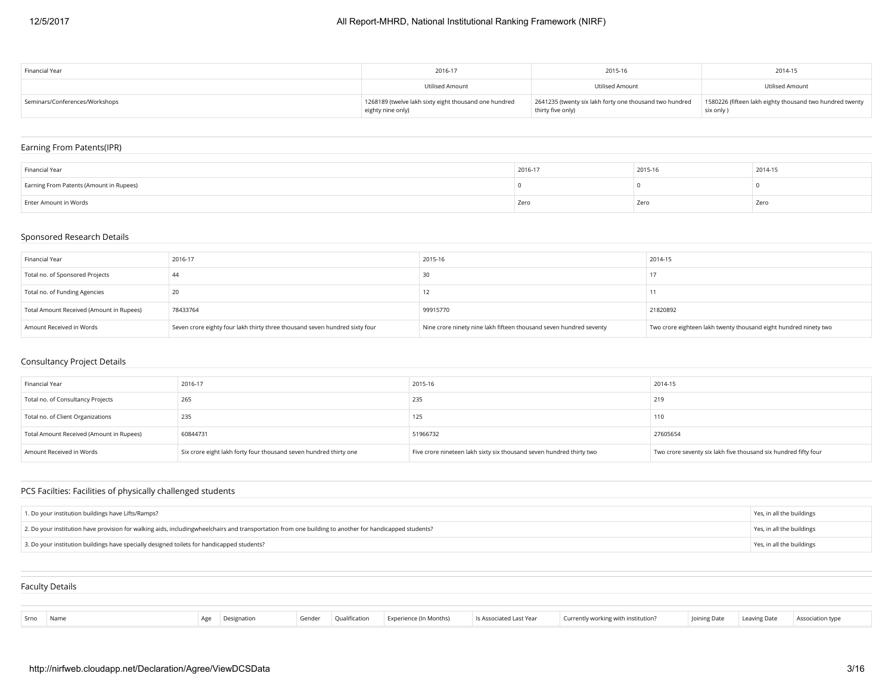| Financial Year | 2016-17 | 2015-16 | 2014-15 |
|---|---|---|---|
| | Utilised Amount | Utilised Amount | Utilised Amount |
| Seminars/Conferences/Workshops | 1268189 (twelve lakh sixty eight thousand one hundred eighty nine only) | 2641235 (twenty six lakh forty one thousand two hundred thirty five only) | 1580226 (fifteen lakh eighty thousand two hundred twenty six only ) |

## Earning From Patents(IPR)

| Financial Year | 2016-17 | 2015-16 | 2014-15 |
|---|---|---|---|
| Earning From Patents (Amount in Rupees) | 0 | 0 | 0 |
| Enter Amount in Words | Zero | Zero | Zero |

## Sponsored Research Details

| Financial Year | 2016-17 | 2015-16 | 2014-15 |
|---|---|---|---|
| Total no. of Sponsored Projects | 44 | 30 | 17 |
| Total no. of Funding Agencies | 20 | 12 | 11 |
| Total Amount Received (Amount in Rupees) | 78433764 | 99915770 | 21820892 |
| Amount Received in Words | Seven crore eighty four lakh thirty three thousand seven hundred sixty four | Nine crore ninety nine lakh fifteen thousand seven hundred seventy | Two crore eighteen lakh twenty thousand eight hundred ninety two |

## Consultancy Project Details

| Financial Year | 2016-17 | 2015-16 | 2014-15 |
|---|---|---|---|
| Total no. of Consultancy Projects | 265 | 235 | 219 |
| Total no. of Client Organizations | 235 | 125 | 110 |
| Total Amount Received (Amount in Rupees) | 60844731 | 51966732 | 27605654 |
| Amount Received in Words | Six crore eight lakh forty four thousand seven hundred thirty one | Five crore nineteen lakh sixty six thousand seven hundred thirty two | Two crore seventy six lakh five thousand six hundred fifty four |

## PCS Facilties: Facilities of physically challenged students

| | |
|---|---|
| 1. Do your institution buildings have Lifts/Ramps? | Yes, in all the buildings |
| 2. Do your institution have provision for walking aids, includingwheelchairs and transportation from one building to another for handicapped students? | Yes, in all the buildings |
| 3. Do your institution buildings have specially designed toilets for handicapped students? | Yes, in all the buildings |

## Faculty Details

| Srno | Name | Age | Designation | Gender | Qualification | Experience (In Months) | Is Associated Last Year | Currently working with institution? | Joining Date | Leaving Date | Association type |
|---|---|---|---|---|---|---|---|---|---|---|---|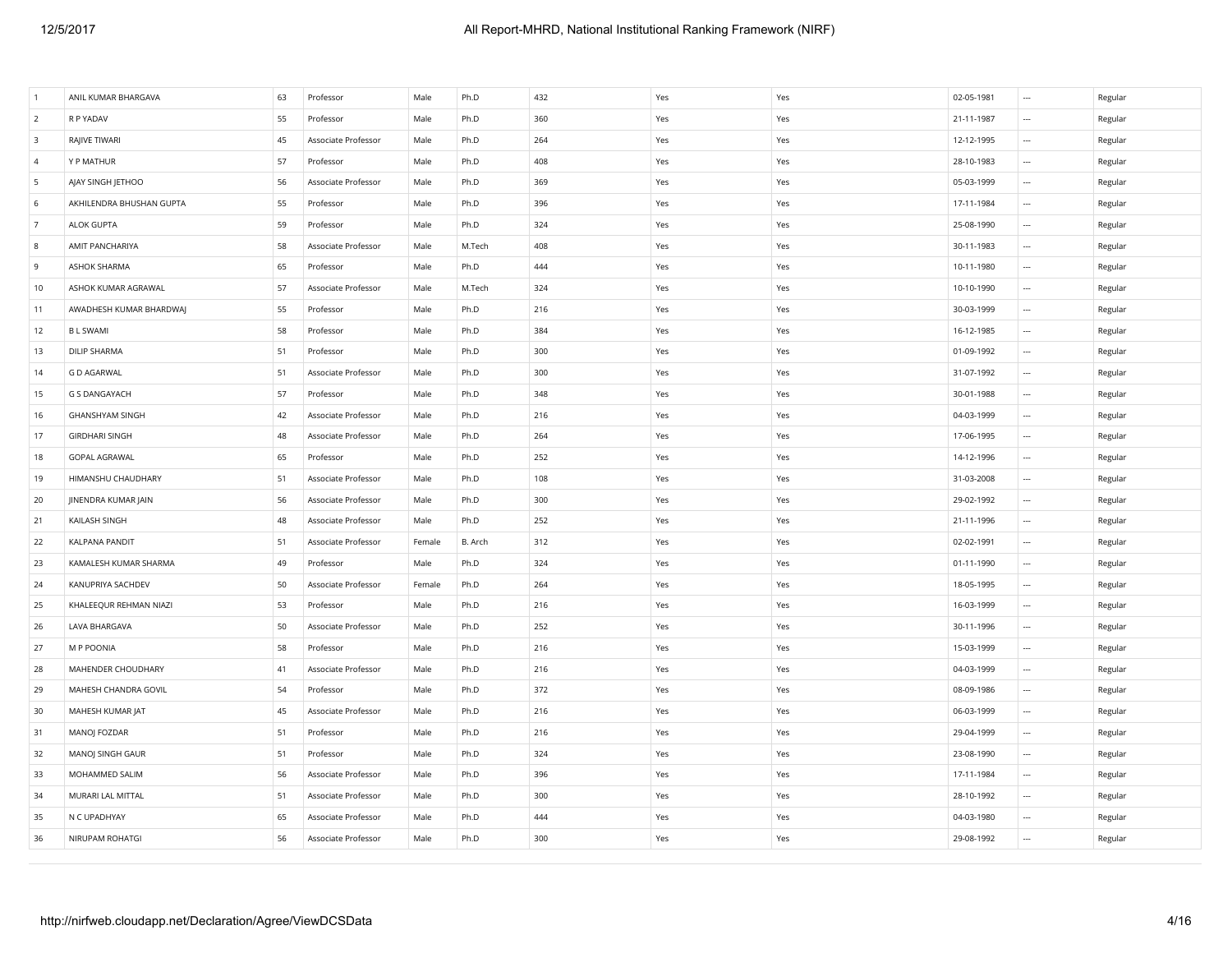| | | | | | | | | | | | |
|---|---|---|---|---|---|---|---|---|---|---|---|
| 1 | ANIL KUMAR BHARGAVA | 63 | Professor | Male | Ph.D | 432 | Yes | Yes | 02-05-1981 | --- | Regular |
| 2 | R P YADAV | 55 | Professor | Male | Ph.D | 360 | Yes | Yes | 21-11-1987 | --- | Regular |
| 3 | RAJIVE TIWARI | 45 | Associate Professor | Male | Ph.D | 264 | Yes | Yes | 12-12-1995 | --- | Regular |
| 4 | Y P MATHUR | 57 | Professor | Male | Ph.D | 408 | Yes | Yes | 28-10-1983 | --- | Regular |
| 5 | AJAY SINGH JETHOO | 56 | Associate Professor | Male | Ph.D | 369 | Yes | Yes | 05-03-1999 | --- | Regular |
| 6 | AKHILENDRA BHUSHAN GUPTA | 55 | Professor | Male | Ph.D | 396 | Yes | Yes | 17-11-1984 | --- | Regular |
| 7 | ALOK GUPTA | 59 | Professor | Male | Ph.D | 324 | Yes | Yes | 25-08-1990 | --- | Regular |
| 8 | AMIT PANCHARIYA | 58 | Associate Professor | Male | M.Tech | 408 | Yes | Yes | 30-11-1983 | --- | Regular |
| 9 | ASHOK SHARMA | 65 | Professor | Male | Ph.D | 444 | Yes | Yes | 10-11-1980 | --- | Regular |
| 10 | ASHOK KUMAR AGRAWAL | 57 | Associate Professor | Male | M.Tech | 324 | Yes | Yes | 10-10-1990 | --- | Regular |
| 11 | AWADHESH KUMAR BHARDWAJ | 55 | Professor | Male | Ph.D | 216 | Yes | Yes | 30-03-1999 | --- | Regular |
| 12 | B L SWAMI | 58 | Professor | Male | Ph.D | 384 | Yes | Yes | 16-12-1985 | --- | Regular |
| 13 | DILIP SHARMA | 51 | Professor | Male | Ph.D | 300 | Yes | Yes | 01-09-1992 | --- | Regular |
| 14 | G D AGARWAL | 51 | Associate Professor | Male | Ph.D | 300 | Yes | Yes | 31-07-1992 | --- | Regular |
| 15 | G S DANGAYACH | 57 | Professor | Male | Ph.D | 348 | Yes | Yes | 30-01-1988 | --- | Regular |
| 16 | GHANSHYAM SINGH | 42 | Associate Professor | Male | Ph.D | 216 | Yes | Yes | 04-03-1999 | --- | Regular |
| 17 | GIRDHARI SINGH | 48 | Associate Professor | Male | Ph.D | 264 | Yes | Yes | 17-06-1995 | --- | Regular |
| 18 | GOPAL AGRAWAL | 65 | Professor | Male | Ph.D | 252 | Yes | Yes | 14-12-1996 | --- | Regular |
| 19 | HIMANSHU CHAUDHARY | 51 | Associate Professor | Male | Ph.D | 108 | Yes | Yes | 31-03-2008 | --- | Regular |
| 20 | JINENDRA KUMAR JAIN | 56 | Associate Professor | Male | Ph.D | 300 | Yes | Yes | 29-02-1992 | --- | Regular |
| 21 | KAILASH SINGH | 48 | Associate Professor | Male | Ph.D | 252 | Yes | Yes | 21-11-1996 | --- | Regular |
| 22 | KALPANA PANDIT | 51 | Associate Professor | Female | B. Arch | 312 | Yes | Yes | 02-02-1991 | --- | Regular |
| 23 | KAMALESH KUMAR SHARMA | 49 | Professor | Male | Ph.D | 324 | Yes | Yes | 01-11-1990 | --- | Regular |
| 24 | KANUPRIYA SACHDEV | 50 | Associate Professor | Female | Ph.D | 264 | Yes | Yes | 18-05-1995 | --- | Regular |
| 25 | KHALEEQUR REHMAN NIAZI | 53 | Professor | Male | Ph.D | 216 | Yes | Yes | 16-03-1999 | --- | Regular |
| 26 | LAVA BHARGAVA | 50 | Associate Professor | Male | Ph.D | 252 | Yes | Yes | 30-11-1996 | --- | Regular |
| 27 | M P POONIA | 58 | Professor | Male | Ph.D | 216 | Yes | Yes | 15-03-1999 | --- | Regular |
| 28 | MAHENDER CHOUDHARY | 41 | Associate Professor | Male | Ph.D | 216 | Yes | Yes | 04-03-1999 | --- | Regular |
| 29 | MAHESH CHANDRA GOVIL | 54 | Professor | Male | Ph.D | 372 | Yes | Yes | 08-09-1986 | --- | Regular |
| 30 | MAHESH KUMAR JAT | 45 | Associate Professor | Male | Ph.D | 216 | Yes | Yes | 06-03-1999 | --- | Regular |
| 31 | MANOJ FOZDAR | 51 | Professor | Male | Ph.D | 216 | Yes | Yes | 29-04-1999 | --- | Regular |
| 32 | MANOJ SINGH GAUR | 51 | Professor | Male | Ph.D | 324 | Yes | Yes | 23-08-1990 | --- | Regular |
| 33 | MOHAMMED SALIM | 56 | Associate Professor | Male | Ph.D | 396 | Yes | Yes | 17-11-1984 | --- | Regular |
| 34 | MURARI LAL MITTAL | 51 | Associate Professor | Male | Ph.D | 300 | Yes | Yes | 28-10-1992 | --- | Regular |
| 35 | N C UPADHYAY | 65 | Associate Professor | Male | Ph.D | 444 | Yes | Yes | 04-03-1980 | --- | Regular |
| 36 | NIRUPAM ROHATGI | 56 | Associate Professor | Male | Ph.D | 300 | Yes | Yes | 29-08-1992 | --- | Regular |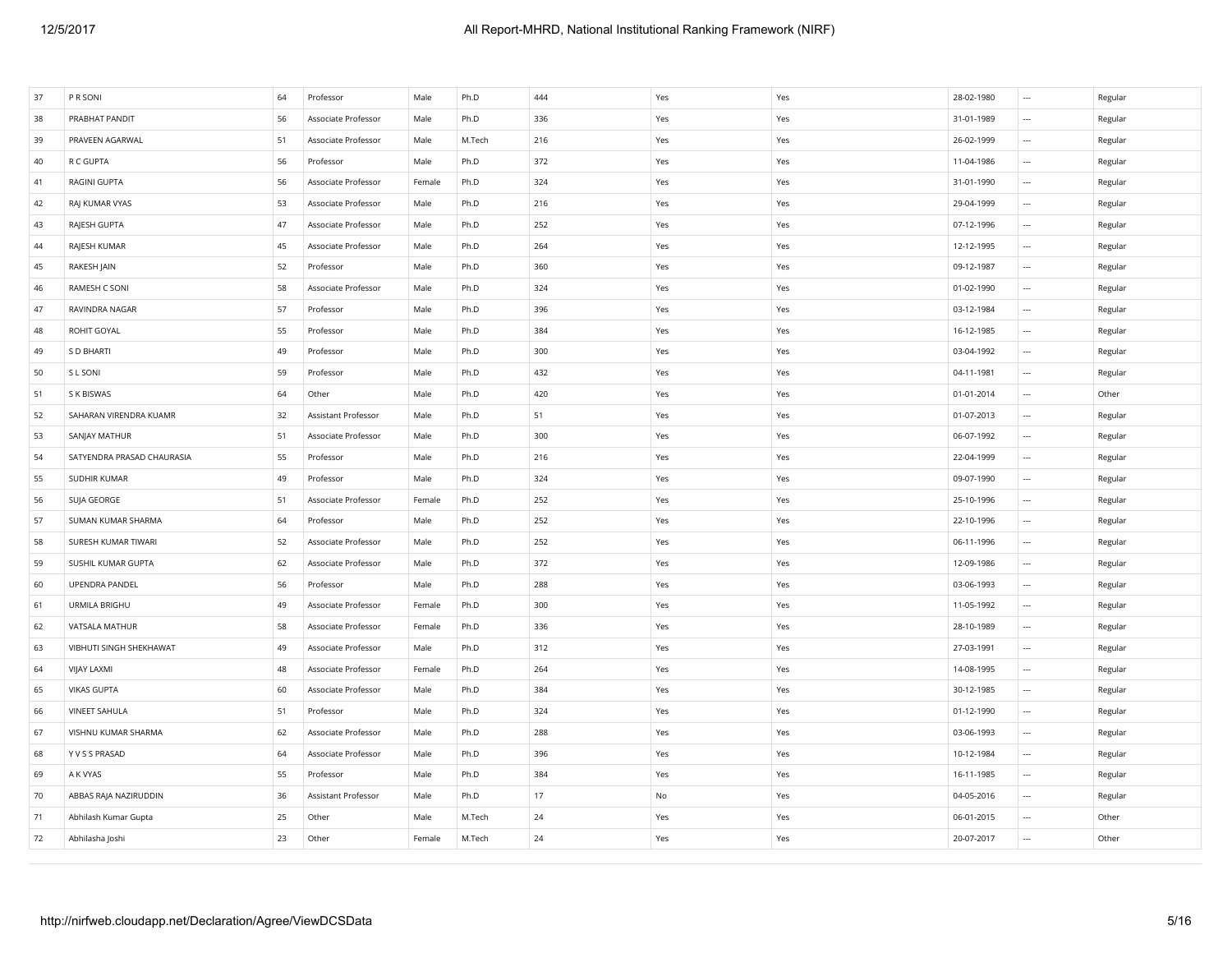| 37 | P R SONI | 64 | Professor | Male | Ph.D | 444 | Yes | Yes | 28-02-1980 | --- | Regular |
|---|---|---|---|---|---|---|---|---|---|---|---|
| 38 | PRABHAT PANDIT | 56 | Associate Professor | Male | Ph.D | 336 | Yes | Yes | 31-01-1989 | --- | Regular |
| 39 | PRAVEEN AGARWAL | 51 | Associate Professor | Male | M.Tech | 216 | Yes | Yes | 26-02-1999 | --- | Regular |
| 40 | R C GUPTA | 56 | Professor | Male | Ph.D | 372 | Yes | Yes | 11-04-1986 | --- | Regular |
| 41 | RAGINI GUPTA | 56 | Associate Professor | Female | Ph.D | 324 | Yes | Yes | 31-01-1990 | --- | Regular |
| 42 | RAJ KUMAR VYAS | 53 | Associate Professor | Male | Ph.D | 216 | Yes | Yes | 29-04-1999 | --- | Regular |
| 43 | RAJESH GUPTA | 47 | Associate Professor | Male | Ph.D | 252 | Yes | Yes | 07-12-1996 | --- | Regular |
| 44 | RAJESH KUMAR | 45 | Associate Professor | Male | Ph.D | 264 | Yes | Yes | 12-12-1995 | --- | Regular |
| 45 | RAKESH JAIN | 52 | Professor | Male | Ph.D | 360 | Yes | Yes | 09-12-1987 | --- | Regular |
| 46 | RAMESH C SONI | 58 | Associate Professor | Male | Ph.D | 324 | Yes | Yes | 01-02-1990 | --- | Regular |
| 47 | RAVINDRA NAGAR | 57 | Professor | Male | Ph.D | 396 | Yes | Yes | 03-12-1984 | --- | Regular |
| 48 | ROHIT GOYAL | 55 | Professor | Male | Ph.D | 384 | Yes | Yes | 16-12-1985 | --- | Regular |
| 49 | S D BHARTI | 49 | Professor | Male | Ph.D | 300 | Yes | Yes | 03-04-1992 | --- | Regular |
| 50 | S L SONI | 59 | Professor | Male | Ph.D | 432 | Yes | Yes | 04-11-1981 | --- | Regular |
| 51 | S K BISWAS | 64 | Other | Male | Ph.D | 420 | Yes | Yes | 01-01-2014 | --- | Other |
| 52 | SAHARAN VIRENDRA KUAMR | 32 | Assistant Professor | Male | Ph.D | 51 | Yes | Yes | 01-07-2013 | --- | Regular |
| 53 | SANJAY MATHUR | 51 | Associate Professor | Male | Ph.D | 300 | Yes | Yes | 06-07-1992 | --- | Regular |
| 54 | SATYENDRA PRASAD CHAURASIA | 55 | Professor | Male | Ph.D | 216 | Yes | Yes | 22-04-1999 | --- | Regular |
| 55 | SUDHIR KUMAR | 49 | Professor | Male | Ph.D | 324 | Yes | Yes | 09-07-1990 | --- | Regular |
| 56 | SUJA GEORGE | 51 | Associate Professor | Female | Ph.D | 252 | Yes | Yes | 25-10-1996 | --- | Regular |
| 57 | SUMAN KUMAR SHARMA | 64 | Professor | Male | Ph.D | 252 | Yes | Yes | 22-10-1996 | --- | Regular |
| 58 | SURESH KUMAR TIWARI | 52 | Associate Professor | Male | Ph.D | 252 | Yes | Yes | 06-11-1996 | --- | Regular |
| 59 | SUSHIL KUMAR GUPTA | 62 | Associate Professor | Male | Ph.D | 372 | Yes | Yes | 12-09-1986 | --- | Regular |
| 60 | UPENDRA PANDEL | 56 | Professor | Male | Ph.D | 288 | Yes | Yes | 03-06-1993 | --- | Regular |
| 61 | URMILA BRIGHU | 49 | Associate Professor | Female | Ph.D | 300 | Yes | Yes | 11-05-1992 | --- | Regular |
| 62 | VATSALA MATHUR | 58 | Associate Professor | Female | Ph.D | 336 | Yes | Yes | 28-10-1989 | --- | Regular |
| 63 | VIBHUTI SINGH SHEKHAWAT | 49 | Associate Professor | Male | Ph.D | 312 | Yes | Yes | 27-03-1991 | --- | Regular |
| 64 | VIJAY LAXMI | 48 | Associate Professor | Female | Ph.D | 264 | Yes | Yes | 14-08-1995 | --- | Regular |
| 65 | VIKAS GUPTA | 60 | Associate Professor | Male | Ph.D | 384 | Yes | Yes | 30-12-1985 | --- | Regular |
| 66 | VINEET SAHULA | 51 | Professor | Male | Ph.D | 324 | Yes | Yes | 01-12-1990 | --- | Regular |
| 67 | VISHNU KUMAR SHARMA | 62 | Associate Professor | Male | Ph.D | 288 | Yes | Yes | 03-06-1993 | --- | Regular |
| 68 | Y V S S PRASAD | 64 | Associate Professor | Male | Ph.D | 396 | Yes | Yes | 10-12-1984 | --- | Regular |
| 69 | A K VYAS | 55 | Professor | Male | Ph.D | 384 | Yes | Yes | 16-11-1985 | --- | Regular |
| 70 | ABBAS RAJA NAZIRUDDIN | 36 | Assistant Professor | Male | Ph.D | 17 | No | Yes | 04-05-2016 | --- | Regular |
| 71 | Abhilash Kumar Gupta | 25 | Other | Male | M.Tech | 24 | Yes | Yes | 06-01-2015 | --- | Other |
| 72 | Abhilasha Joshi | 23 | Other | Female | M.Tech | 24 | Yes | Yes | 20-07-2017 | --- | Other |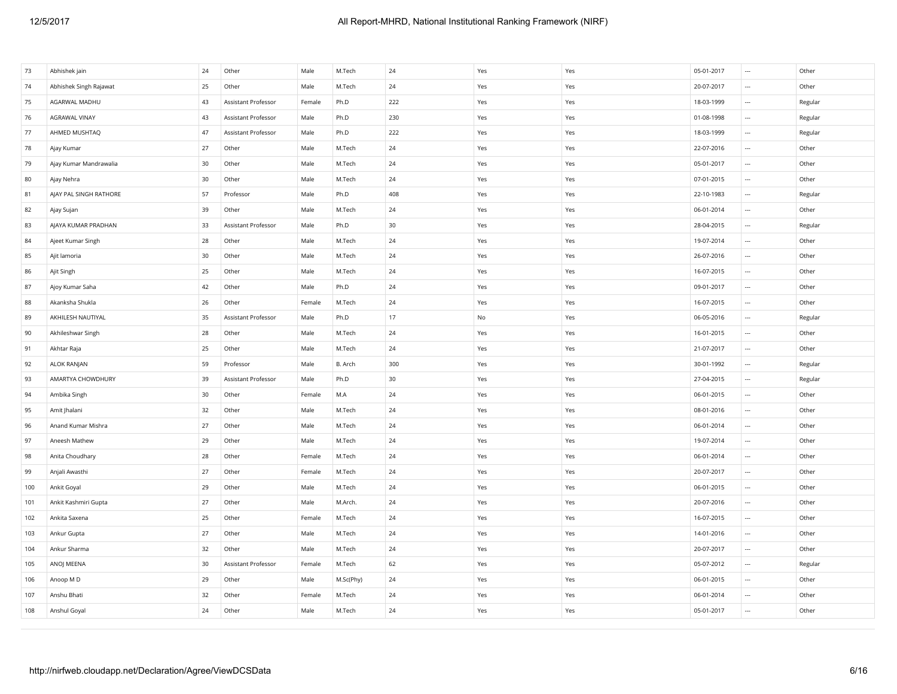| 73 | Abhishek jain | 24 | Other | Male | M.Tech | 24 | Yes | Yes | 05-01-2017 | --- | Other |
|---|---|---|---|---|---|---|---|---|---|---|---|
| 74 | Abhishek Singh Rajawat | 25 | Other | Male | M.Tech | 24 | Yes | Yes | 20-07-2017 | --- | Other |
| 75 | AGARWAL MADHU | 43 | Assistant Professor | Female | Ph.D | 222 | Yes | Yes | 18-03-1999 | --- | Regular |
| 76 | AGRAWAL VINAY | 43 | Assistant Professor | Male | Ph.D | 230 | Yes | Yes | 01-08-1998 | --- | Regular |
| 77 | AHMED MUSHTAQ | 47 | Assistant Professor | Male | Ph.D | 222 | Yes | Yes | 18-03-1999 | --- | Regular |
| 78 | Ajay Kumar | 27 | Other | Male | M.Tech | 24 | Yes | Yes | 22-07-2016 | --- | Other |
| 79 | Ajay Kumar Mandrawalia | 30 | Other | Male | M.Tech | 24 | Yes | Yes | 05-01-2017 | --- | Other |
| 80 | Ajay Nehra | 30 | Other | Male | M.Tech | 24 | Yes | Yes | 07-01-2015 | --- | Other |
| 81 | AJAY PAL SINGH RATHORE | 57 | Professor | Male | Ph.D | 408 | Yes | Yes | 22-10-1983 | --- | Regular |
| 82 | Ajay Sujan | 39 | Other | Male | M.Tech | 24 | Yes | Yes | 06-01-2014 | --- | Other |
| 83 | AJAYA KUMAR PRADHAN | 33 | Assistant Professor | Male | Ph.D | 30 | Yes | Yes | 28-04-2015 | --- | Regular |
| 84 | Ajeet Kumar Singh | 28 | Other | Male | M.Tech | 24 | Yes | Yes | 19-07-2014 | --- | Other |
| 85 | Ajit lamoria | 30 | Other | Male | M.Tech | 24 | Yes | Yes | 26-07-2016 | --- | Other |
| 86 | Ajit Singh | 25 | Other | Male | M.Tech | 24 | Yes | Yes | 16-07-2015 | --- | Other |
| 87 | Ajoy Kumar Saha | 42 | Other | Male | Ph.D | 24 | Yes | Yes | 09-01-2017 | --- | Other |
| 88 | Akanksha Shukla | 26 | Other | Female | M.Tech | 24 | Yes | Yes | 16-07-2015 | --- | Other |
| 89 | AKHILESH NAUTIYAL | 35 | Assistant Professor | Male | Ph.D | 17 | No | Yes | 06-05-2016 | --- | Regular |
| 90 | Akhileshwar Singh | 28 | Other | Male | M.Tech | 24 | Yes | Yes | 16-01-2015 | --- | Other |
| 91 | Akhtar Raja | 25 | Other | Male | M.Tech | 24 | Yes | Yes | 21-07-2017 | --- | Other |
| 92 | ALOK RANJAN | 59 | Professor | Male | B. Arch | 300 | Yes | Yes | 30-01-1992 | --- | Regular |
| 93 | AMARTYA CHOWDHURY | 39 | Assistant Professor | Male | Ph.D | 30 | Yes | Yes | 27-04-2015 | --- | Regular |
| 94 | Ambika Singh | 30 | Other | Female | M.A | 24 | Yes | Yes | 06-01-2015 | --- | Other |
| 95 | Amit Jhalani | 32 | Other | Male | M.Tech | 24 | Yes | Yes | 08-01-2016 | --- | Other |
| 96 | Anand Kumar Mishra | 27 | Other | Male | M.Tech | 24 | Yes | Yes | 06-01-2014 | --- | Other |
| 97 | Aneesh Mathew | 29 | Other | Male | M.Tech | 24 | Yes | Yes | 19-07-2014 | --- | Other |
| 98 | Anita Choudhary | 28 | Other | Female | M.Tech | 24 | Yes | Yes | 06-01-2014 | --- | Other |
| 99 | Anjali Awasthi | 27 | Other | Female | M.Tech | 24 | Yes | Yes | 20-07-2017 | --- | Other |
| 100 | Ankit Goyal | 29 | Other | Male | M.Tech | 24 | Yes | Yes | 06-01-2015 | --- | Other |
| 101 | Ankit Kashmiri Gupta | 27 | Other | Male | M.Arch. | 24 | Yes | Yes | 20-07-2016 | --- | Other |
| 102 | Ankita Saxena | 25 | Other | Female | M.Tech | 24 | Yes | Yes | 16-07-2015 | --- | Other |
| 103 | Ankur Gupta | 27 | Other | Male | M.Tech | 24 | Yes | Yes | 14-01-2016 | --- | Other |
| 104 | Ankur Sharma | 32 | Other | Male | M.Tech | 24 | Yes | Yes | 20-07-2017 | --- | Other |
| 105 | ANOJ MEENA | 30 | Assistant Professor | Female | M.Tech | 62 | Yes | Yes | 05-07-2012 | --- | Regular |
| 106 | Anoop M D | 29 | Other | Male | M.Sc(Phy) | 24 | Yes | Yes | 06-01-2015 | --- | Other |
| 107 | Anshu Bhati | 32 | Other | Female | M.Tech | 24 | Yes | Yes | 06-01-2014 | --- | Other |
| 108 | Anshul Goyal | 24 | Other | Male | M.Tech | 24 | Yes | Yes | 05-01-2017 | --- | Other |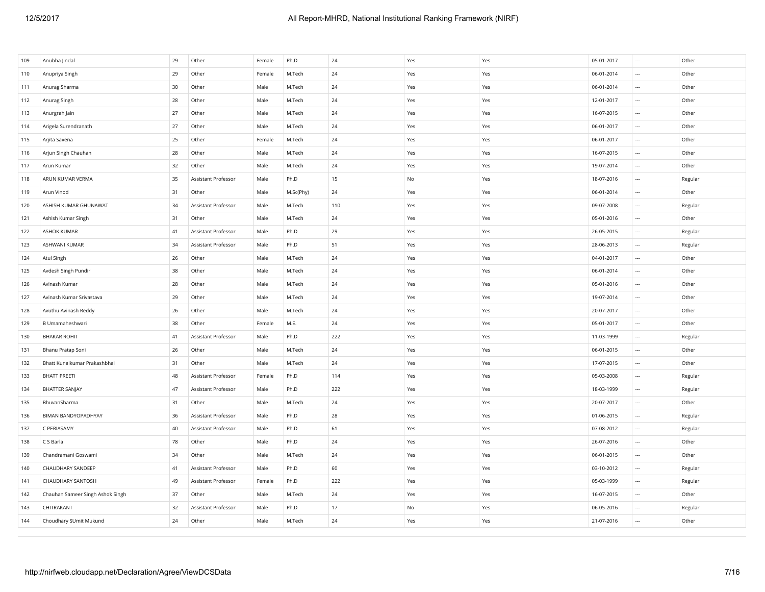| 109 | Anubha Jindal | 29 | Other | Female | Ph.D | 24 | Yes | Yes | 05-01-2017 | --- | Other |
|---|---|---|---|---|---|---|---|---|---|---|---|
| 110 | Anupriya Singh | 29 | Other | Female | M.Tech | 24 | Yes | Yes | 06-01-2014 | --- | Other |
| 111 | Anurag Sharma | 30 | Other | Male | M.Tech | 24 | Yes | Yes | 06-01-2014 | --- | Other |
| 112 | Anurag Singh | 28 | Other | Male | M.Tech | 24 | Yes | Yes | 12-01-2017 | --- | Other |
| 113 | Anurgrah Jain | 27 | Other | Male | M.Tech | 24 | Yes | Yes | 16-07-2015 | --- | Other |
| 114 | Arigela Surendranath | 27 | Other | Male | M.Tech | 24 | Yes | Yes | 06-01-2017 | --- | Other |
| 115 | Arjita Saxena | 25 | Other | Female | M.Tech | 24 | Yes | Yes | 06-01-2017 | --- | Other |
| 116 | Arjun Singh Chauhan | 28 | Other | Male | M.Tech | 24 | Yes | Yes | 16-07-2015 | --- | Other |
| 117 | Arun Kumar | 32 | Other | Male | M.Tech | 24 | Yes | Yes | 19-07-2014 | --- | Other |
| 118 | ARUN KUMAR VERMA | 35 | Assistant Professor | Male | Ph.D | 15 | No | Yes | 18-07-2016 | --- | Regular |
| 119 | Arun Vinod | 31 | Other | Male | M.Sc(Phy) | 24 | Yes | Yes | 06-01-2014 | --- | Other |
| 120 | ASHISH KUMAR GHUNAWAT | 34 | Assistant Professor | Male | M.Tech | 110 | Yes | Yes | 09-07-2008 | --- | Regular |
| 121 | Ashish Kumar Singh | 31 | Other | Male | M.Tech | 24 | Yes | Yes | 05-01-2016 | --- | Other |
| 122 | ASHOK KUMAR | 41 | Assistant Professor | Male | Ph.D | 29 | Yes | Yes | 26-05-2015 | --- | Regular |
| 123 | ASHWANI KUMAR | 34 | Assistant Professor | Male | Ph.D | 51 | Yes | Yes | 28-06-2013 | --- | Regular |
| 124 | Atul Singh | 26 | Other | Male | M.Tech | 24 | Yes | Yes | 04-01-2017 | --- | Other |
| 125 | Avdesh Singh Pundir | 38 | Other | Male | M.Tech | 24 | Yes | Yes | 06-01-2014 | --- | Other |
| 126 | Avinash Kumar | 28 | Other | Male | M.Tech | 24 | Yes | Yes | 05-01-2016 | --- | Other |
| 127 | Avinash Kumar Srivastava | 29 | Other | Male | M.Tech | 24 | Yes | Yes | 19-07-2014 | --- | Other |
| 128 | Avuthu Avinash Reddy | 26 | Other | Male | M.Tech | 24 | Yes | Yes | 20-07-2017 | --- | Other |
| 129 | B Umamaheshwari | 38 | Other | Female | M.E. | 24 | Yes | Yes | 05-01-2017 | --- | Other |
| 130 | BHAKAR ROHIT | 41 | Assistant Professor | Male | Ph.D | 222 | Yes | Yes | 11-03-1999 | --- | Regular |
| 131 | Bhanu Pratap Soni | 26 | Other | Male | M.Tech | 24 | Yes | Yes | 06-01-2015 | --- | Other |
| 132 | Bhatt Kunalkumar Prakashbhai | 31 | Other | Male | M.Tech | 24 | Yes | Yes | 17-07-2015 | --- | Other |
| 133 | BHATT PREETI | 48 | Assistant Professor | Female | Ph.D | 114 | Yes | Yes | 05-03-2008 | --- | Regular |
| 134 | BHATTER SANJAY | 47 | Assistant Professor | Male | Ph.D | 222 | Yes | Yes | 18-03-1999 | --- | Regular |
| 135 | BhuvanSharma | 31 | Other | Male | M.Tech | 24 | Yes | Yes | 20-07-2017 | --- | Other |
| 136 | BIMAN BANDYOPADHYAY | 36 | Assistant Professor | Male | Ph.D | 28 | Yes | Yes | 01-06-2015 | --- | Regular |
| 137 | C PERIASAMY | 40 | Assistant Professor | Male | Ph.D | 61 | Yes | Yes | 07-08-2012 | --- | Regular |
| 138 | C S Barla | 78 | Other | Male | Ph.D | 24 | Yes | Yes | 26-07-2016 | --- | Other |
| 139 | Chandramani Goswami | 34 | Other | Male | M.Tech | 24 | Yes | Yes | 06-01-2015 | --- | Other |
| 140 | CHAUDHARY SANDEEP | 41 | Assistant Professor | Male | Ph.D | 60 | Yes | Yes | 03-10-2012 | --- | Regular |
| 141 | CHAUDHARY SANTOSH | 49 | Assistant Professor | Female | Ph.D | 222 | Yes | Yes | 05-03-1999 | --- | Regular |
| 142 | Chauhan Sameer Singh Ashok Singh | 37 | Other | Male | M.Tech | 24 | Yes | Yes | 16-07-2015 | --- | Other |
| 143 | CHITRAKANT | 32 | Assistant Professor | Male | Ph.D | 17 | No | Yes | 06-05-2016 | --- | Regular |
| 144 | Choudhary SUmit Mukund | 24 | Other | Male | M.Tech | 24 | Yes | Yes | 21-07-2016 | --- | Other |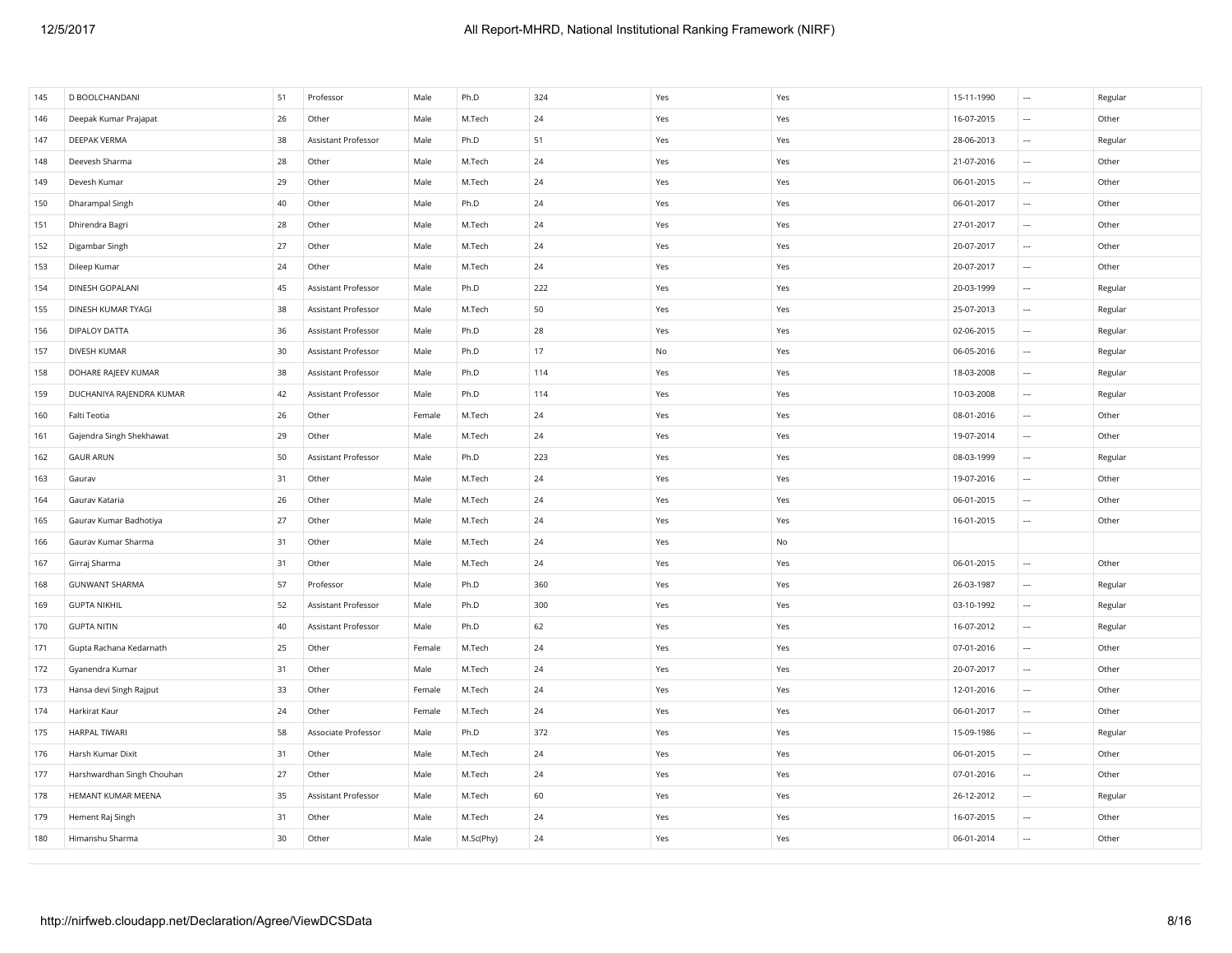| 145 | D BOOLCHANDANI | 51 | Professor | Male | Ph.D | 324 | Yes | Yes | 15-11-1990 | --- | Regular |
|---|---|---|---|---|---|---|---|---|---|---|---|
| 146 | Deepak Kumar Prajapat | 26 | Other | Male | M.Tech | 24 | Yes | Yes | 16-07-2015 | --- | Other |
| 147 | DEEPAK VERMA | 38 | Assistant Professor | Male | Ph.D | 51 | Yes | Yes | 28-06-2013 | --- | Regular |
| 148 | Deevesh Sharma | 28 | Other | Male | M.Tech | 24 | Yes | Yes | 21-07-2016 | --- | Other |
| 149 | Devesh Kumar | 29 | Other | Male | M.Tech | 24 | Yes | Yes | 06-01-2015 | --- | Other |
| 150 | Dharampal Singh | 40 | Other | Male | Ph.D | 24 | Yes | Yes | 06-01-2017 | --- | Other |
| 151 | Dhirendra Bagri | 28 | Other | Male | M.Tech | 24 | Yes | Yes | 27-01-2017 | --- | Other |
| 152 | Digambar Singh | 27 | Other | Male | M.Tech | 24 | Yes | Yes | 20-07-2017 | --- | Other |
| 153 | Dileep Kumar | 24 | Other | Male | M.Tech | 24 | Yes | Yes | 20-07-2017 | --- | Other |
| 154 | DINESH GOPALANI | 45 | Assistant Professor | Male | Ph.D | 222 | Yes | Yes | 20-03-1999 | --- | Regular |
| 155 | DINESH KUMAR TYAGI | 38 | Assistant Professor | Male | M.Tech | 50 | Yes | Yes | 25-07-2013 | --- | Regular |
| 156 | DIPALOY DATTA | 36 | Assistant Professor | Male | Ph.D | 28 | Yes | Yes | 02-06-2015 | --- | Regular |
| 157 | DIVESH KUMAR | 30 | Assistant Professor | Male | Ph.D | 17 | No | Yes | 06-05-2016 | --- | Regular |
| 158 | DOHARE RAJEEV KUMAR | 38 | Assistant Professor | Male | Ph.D | 114 | Yes | Yes | 18-03-2008 | --- | Regular |
| 159 | DUCHANIYA RAJENDRA KUMAR | 42 | Assistant Professor | Male | Ph.D | 114 | Yes | Yes | 10-03-2008 | --- | Regular |
| 160 | Falti Teotia | 26 | Other | Female | M.Tech | 24 | Yes | Yes | 08-01-2016 | --- | Other |
| 161 | Gajendra Singh Shekhawat | 29 | Other | Male | M.Tech | 24 | Yes | Yes | 19-07-2014 | --- | Other |
| 162 | GAUR ARUN | 50 | Assistant Professor | Male | Ph.D | 223 | Yes | Yes | 08-03-1999 | --- | Regular |
| 163 | Gaurav | 31 | Other | Male | M.Tech | 24 | Yes | Yes | 19-07-2016 | --- | Other |
| 164 | Gaurav Kataria | 26 | Other | Male | M.Tech | 24 | Yes | Yes | 06-01-2015 | --- | Other |
| 165 | Gaurav Kumar Badhotiya | 27 | Other | Male | M.Tech | 24 | Yes | Yes | 16-01-2015 | --- | Other |
| 166 | Gaurav Kumar Sharma | 31 | Other | Male | M.Tech | 24 | Yes | No | | | |
| 167 | Girraj Sharma | 31 | Other | Male | M.Tech | 24 | Yes | Yes | 06-01-2015 | --- | Other |
| 168 | GUNWANT SHARMA | 57 | Professor | Male | Ph.D | 360 | Yes | Yes | 26-03-1987 | --- | Regular |
| 169 | GUPTA NIKHIL | 52 | Assistant Professor | Male | Ph.D | 300 | Yes | Yes | 03-10-1992 | --- | Regular |
| 170 | GUPTA NITIN | 40 | Assistant Professor | Male | Ph.D | 62 | Yes | Yes | 16-07-2012 | --- | Regular |
| 171 | Gupta Rachana Kedarnath | 25 | Other | Female | M.Tech | 24 | Yes | Yes | 07-01-2016 | --- | Other |
| 172 | Gyanendra Kumar | 31 | Other | Male | M.Tech | 24 | Yes | Yes | 20-07-2017 | --- | Other |
| 173 | Hansa devi Singh Rajput | 33 | Other | Female | M.Tech | 24 | Yes | Yes | 12-01-2016 | --- | Other |
| 174 | Harkirat Kaur | 24 | Other | Female | M.Tech | 24 | Yes | Yes | 06-01-2017 | --- | Other |
| 175 | HARPAL TIWARI | 58 | Associate Professor | Male | Ph.D | 372 | Yes | Yes | 15-09-1986 | --- | Regular |
| 176 | Harsh Kumar Dixit | 31 | Other | Male | M.Tech | 24 | Yes | Yes | 06-01-2015 | --- | Other |
| 177 | Harshwardhan Singh Chouhan | 27 | Other | Male | M.Tech | 24 | Yes | Yes | 07-01-2016 | --- | Other |
| 178 | HEMANT KUMAR MEENA | 35 | Assistant Professor | Male | M.Tech | 60 | Yes | Yes | 26-12-2012 | --- | Regular |
| 179 | Hement Raj Singh | 31 | Other | Male | M.Tech | 24 | Yes | Yes | 16-07-2015 | --- | Other |
| 180 | Himanshu Sharma | 30 | Other | Male | M.Sc(Phy) | 24 | Yes | Yes | 06-01-2014 | --- | Other |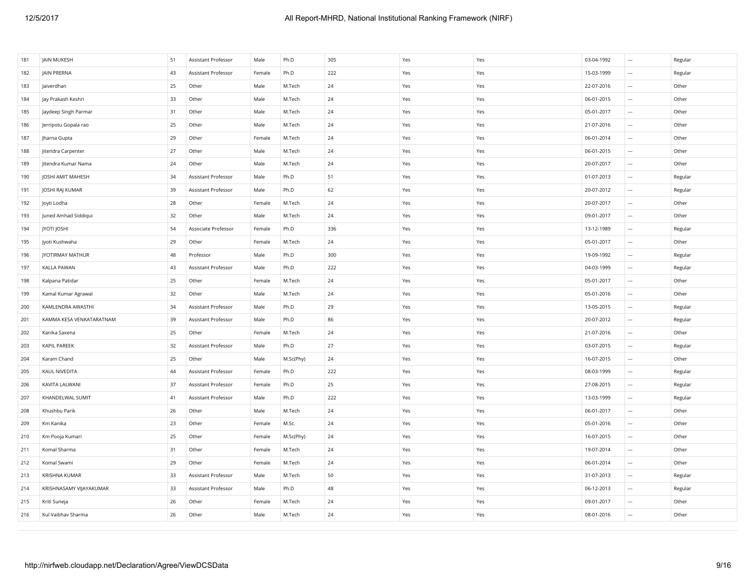| | | | | | | | | | | | |
|---|---|---|---|---|---|---|---|---|---|---|---|
| 181 | JAIN MUKESH | 51 | Assistant Professor | Male | Ph.D | 305 | Yes | Yes | 03-04-1992 | --- | Regular |
| 182 | JAIN PRERNA | 43 | Assistant Professor | Female | Ph.D | 222 | Yes | Yes | 15-03-1999 | --- | Regular |
| 183 | Jaiverdhan | 25 | Other | Male | M.Tech | 24 | Yes | Yes | 22-07-2016 | --- | Other |
| 184 | Jay Prakash Keshri | 33 | Other | Male | M.Tech | 24 | Yes | Yes | 06-01-2015 | --- | Other |
| 185 | Jaydeep Singh Parmar | 31 | Other | Male | M.Tech | 24 | Yes | Yes | 05-01-2017 | --- | Other |
| 186 | Jerripotu Gopala rao | 25 | Other | Male | M.Tech | 24 | Yes | Yes | 21-07-2016 | --- | Other |
| 187 | Jharna Gupta | 29 | Other | Female | M.Tech | 24 | Yes | Yes | 06-01-2014 | --- | Other |
| 188 | Jitendra Carpenter | 27 | Other | Male | M.Tech | 24 | Yes | Yes | 06-01-2015 | --- | Other |
| 189 | Jitendra Kumar Nama | 24 | Other | Male | M.Tech | 24 | Yes | Yes | 20-07-2017 | --- | Other |
| 190 | JOSHI AMIT MAHESH | 34 | Assistant Professor | Male | Ph.D | 51 | Yes | Yes | 01-07-2013 | --- | Regular |
| 191 | JOSHI RAJ KUMAR | 39 | Assistant Professor | Male | Ph.D | 62 | Yes | Yes | 20-07-2012 | --- | Regular |
| 192 | Joyti Lodha | 28 | Other | Female | M.Tech | 24 | Yes | Yes | 20-07-2017 | --- | Other |
| 193 | Juned Amhad Siddiqui | 32 | Other | Male | M.Tech | 24 | Yes | Yes | 09-01-2017 | --- | Other |
| 194 | JYOTI JOSHI | 54 | Associate Professor | Female | Ph.D | 336 | Yes | Yes | 13-12-1989 | --- | Regular |
| 195 | Jyoti Kushwaha | 29 | Other | Female | M.Tech | 24 | Yes | Yes | 05-01-2017 | --- | Other |
| 196 | JYOTIRMAY MATHUR | 48 | Professor | Male | Ph.D | 300 | Yes | Yes | 19-09-1992 | --- | Regular |
| 197 | KALLA PAWAN | 43 | Assistant Professor | Male | Ph.D | 222 | Yes | Yes | 04-03-1999 | --- | Regular |
| 198 | Kalpana Patidar | 25 | Other | Female | M.Tech | 24 | Yes | Yes | 05-01-2017 | --- | Other |
| 199 | Kamal Kumar Agrawal | 32 | Other | Male | M.Tech | 24 | Yes | Yes | 05-01-2016 | --- | Other |
| 200 | KAMLENDRA AWASTHI | 34 | Assistant Professor | Male | Ph.D | 29 | Yes | Yes | 13-05-2015 | --- | Regular |
| 201 | KAMMA KESA VENKATARATNAM | 39 | Assistant Professor | Male | Ph.D | 86 | Yes | Yes | 20-07-2012 | --- | Regular |
| 202 | Kanika Saxena | 25 | Other | Female | M.Tech | 24 | Yes | Yes | 21-07-2016 | --- | Other |
| 203 | KAPIL PAREEK | 32 | Assistant Professor | Male | Ph.D | 27 | Yes | Yes | 03-07-2015 | --- | Regular |
| 204 | Karam Chand | 25 | Other | Male | M.Sc(Phy) | 24 | Yes | Yes | 16-07-2015 | --- | Other |
| 205 | KAUL NIVEDITA | 44 | Assistant Professor | Female | Ph.D | 222 | Yes | Yes | 08-03-1999 | --- | Regular |
| 206 | KAVITA LALWANI | 37 | Assistant Professor | Female | Ph.D | 25 | Yes | Yes | 27-08-2015 | --- | Regular |
| 207 | KHANDELWAL SUMIT | 41 | Assistant Professor | Male | Ph.D | 222 | Yes | Yes | 13-03-1999 | --- | Regular |
| 208 | Khushbu Parik | 26 | Other | Male | M.Tech | 24 | Yes | Yes | 06-01-2017 | --- | Other |
| 209 | Km Kanika | 23 | Other | Female | M.Sc. | 24 | Yes | Yes | 05-01-2016 | --- | Other |
| 210 | Km Pooja Kumari | 25 | Other | Female | M.Sc(Phy) | 24 | Yes | Yes | 16-07-2015 | --- | Other |
| 211 | Komal Sharma | 31 | Other | Female | M.Tech | 24 | Yes | Yes | 19-07-2014 | --- | Other |
| 212 | Komal Swami | 29 | Other | Female | M.Tech | 24 | Yes | Yes | 06-01-2014 | --- | Other |
| 213 | KRISHNA KUMAR | 33 | Assistant Professor | Male | M.Tech | 50 | Yes | Yes | 31-07-2013 | --- | Regular |
| 214 | KRISHNASAMY VIJAYAKUMAR | 33 | Assistant Professor | Male | Ph.D | 48 | Yes | Yes | 06-12-2013 | --- | Regular |
| 215 | Kriti Suneja | 26 | Other | Female | M.Tech | 24 | Yes | Yes | 09-01-2017 | --- | Other |
| 216 | Kul Vaibhav Sharma | 26 | Other | Male | M.Tech | 24 | Yes | Yes | 08-01-2016 | --- | Other |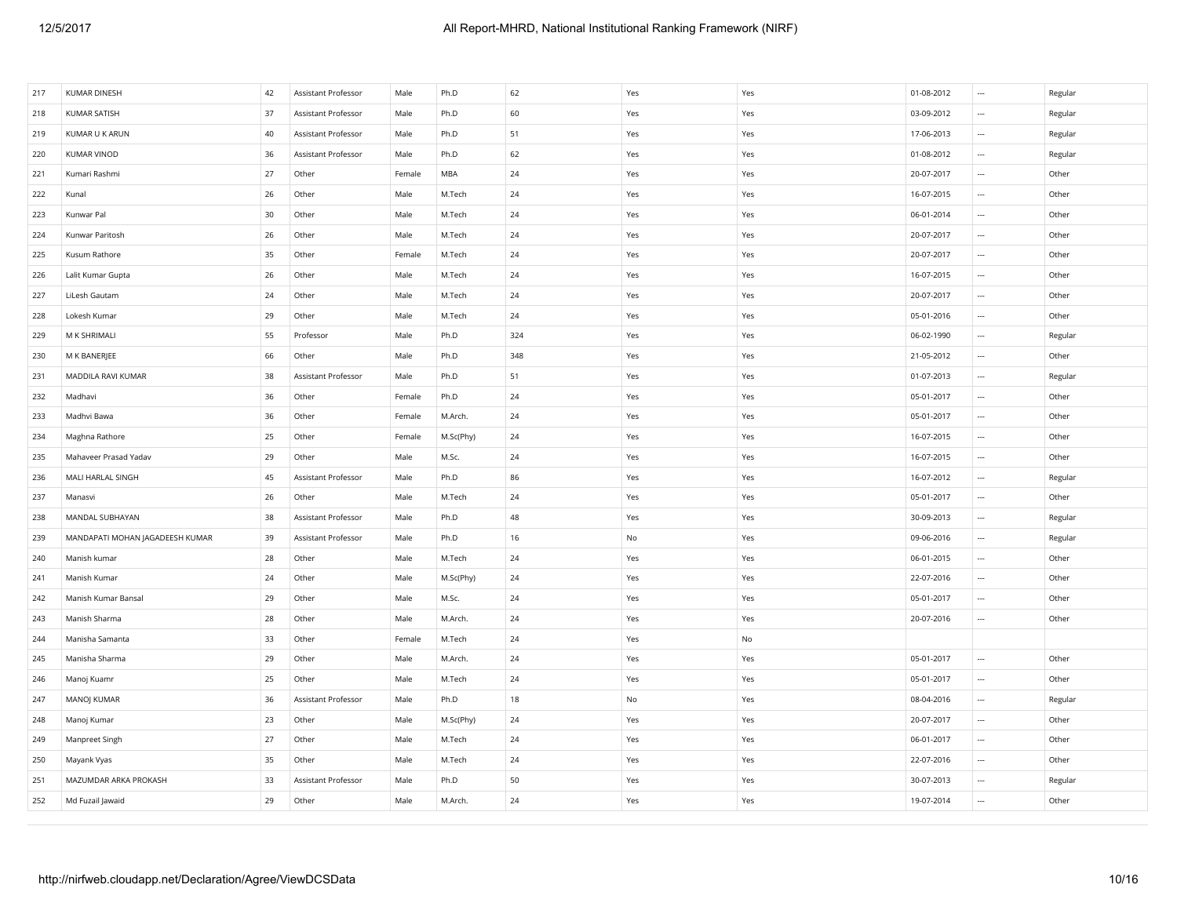| 217 | KUMAR DINESH | 42 | Assistant Professor | Male | Ph.D | 62 | Yes | Yes | 01-08-2012 | --- | Regular |
|---|---|---|---|---|---|---|---|---|---|---|---|
| 218 | KUMAR SATISH | 37 | Assistant Professor | Male | Ph.D | 60 | Yes | Yes | 03-09-2012 | --- | Regular |
| 219 | KUMAR U K ARUN | 40 | Assistant Professor | Male | Ph.D | 51 | Yes | Yes | 17-06-2013 | --- | Regular |
| 220 | KUMAR VINOD | 36 | Assistant Professor | Male | Ph.D | 62 | Yes | Yes | 01-08-2012 | --- | Regular |
| 221 | Kumari Rashmi | 27 | Other | Female | MBA | 24 | Yes | Yes | 20-07-2017 | --- | Other |
| 222 | Kunal | 26 | Other | Male | M.Tech | 24 | Yes | Yes | 16-07-2015 | --- | Other |
| 223 | Kunwar Pal | 30 | Other | Male | M.Tech | 24 | Yes | Yes | 06-01-2014 | --- | Other |
| 224 | Kunwar Paritosh | 26 | Other | Male | M.Tech | 24 | Yes | Yes | 20-07-2017 | --- | Other |
| 225 | Kusum Rathore | 35 | Other | Female | M.Tech | 24 | Yes | Yes | 20-07-2017 | --- | Other |
| 226 | Lalit Kumar Gupta | 26 | Other | Male | M.Tech | 24 | Yes | Yes | 16-07-2015 | --- | Other |
| 227 | LiLesh Gautam | 24 | Other | Male | M.Tech | 24 | Yes | Yes | 20-07-2017 | --- | Other |
| 228 | Lokesh Kumar | 29 | Other | Male | M.Tech | 24 | Yes | Yes | 05-01-2016 | --- | Other |
| 229 | M K SHRIMALI | 55 | Professor | Male | Ph.D | 324 | Yes | Yes | 06-02-1990 | --- | Regular |
| 230 | M K BANERJEE | 66 | Other | Male | Ph.D | 348 | Yes | Yes | 21-05-2012 | --- | Other |
| 231 | MADDILA RAVI KUMAR | 38 | Assistant Professor | Male | Ph.D | 51 | Yes | Yes | 01-07-2013 | --- | Regular |
| 232 | Madhavi | 36 | Other | Female | Ph.D | 24 | Yes | Yes | 05-01-2017 | --- | Other |
| 233 | Madhvi Bawa | 36 | Other | Female | M.Arch. | 24 | Yes | Yes | 05-01-2017 | --- | Other |
| 234 | Maghna Rathore | 25 | Other | Female | M.Sc(Phy) | 24 | Yes | Yes | 16-07-2015 | --- | Other |
| 235 | Mahaveer Prasad Yadav | 29 | Other | Male | M.Sc. | 24 | Yes | Yes | 16-07-2015 | --- | Other |
| 236 | MALI HARLAL SINGH | 45 | Assistant Professor | Male | Ph.D | 86 | Yes | Yes | 16-07-2012 | --- | Regular |
| 237 | Manasvi | 26 | Other | Male | M.Tech | 24 | Yes | Yes | 05-01-2017 | --- | Other |
| 238 | MANDAL SUBHAYAN | 38 | Assistant Professor | Male | Ph.D | 48 | Yes | Yes | 30-09-2013 | --- | Regular |
| 239 | MANDAPATI MOHAN JAGADEESH KUMAR | 39 | Assistant Professor | Male | Ph.D | 16 | No | Yes | 09-06-2016 | --- | Regular |
| 240 | Manish kumar | 28 | Other | Male | M.Tech | 24 | Yes | Yes | 06-01-2015 | --- | Other |
| 241 | Manish Kumar | 24 | Other | Male | M.Sc(Phy) | 24 | Yes | Yes | 22-07-2016 | --- | Other |
| 242 | Manish Kumar Bansal | 29 | Other | Male | M.Sc. | 24 | Yes | Yes | 05-01-2017 | --- | Other |
| 243 | Manish Sharma | 28 | Other | Male | M.Arch. | 24 | Yes | Yes | 20-07-2016 | --- | Other |
| 244 | Manisha Samanta | 33 | Other | Female | M.Tech | 24 | Yes | No | | | |
| 245 | Manisha Sharma | 29 | Other | Male | M.Arch. | 24 | Yes | Yes | 05-01-2017 | --- | Other |
| 246 | Manoj Kuamr | 25 | Other | Male | M.Tech | 24 | Yes | Yes | 05-01-2017 | --- | Other |
| 247 | MANOJ KUMAR | 36 | Assistant Professor | Male | Ph.D | 18 | No | Yes | 08-04-2016 | --- | Regular |
| 248 | Manoj Kumar | 23 | Other | Male | M.Sc(Phy) | 24 | Yes | Yes | 20-07-2017 | --- | Other |
| 249 | Manpreet Singh | 27 | Other | Male | M.Tech | 24 | Yes | Yes | 06-01-2017 | --- | Other |
| 250 | Mayank Vyas | 35 | Other | Male | M.Tech | 24 | Yes | Yes | 22-07-2016 | --- | Other |
| 251 | MAZUMDAR ARKA PROKASH | 33 | Assistant Professor | Male | Ph.D | 50 | Yes | Yes | 30-07-2013 | --- | Regular |
| 252 | Md Fuzail Jawaid | 29 | Other | Male | M.Arch. | 24 | Yes | Yes | 19-07-2014 | --- | Other |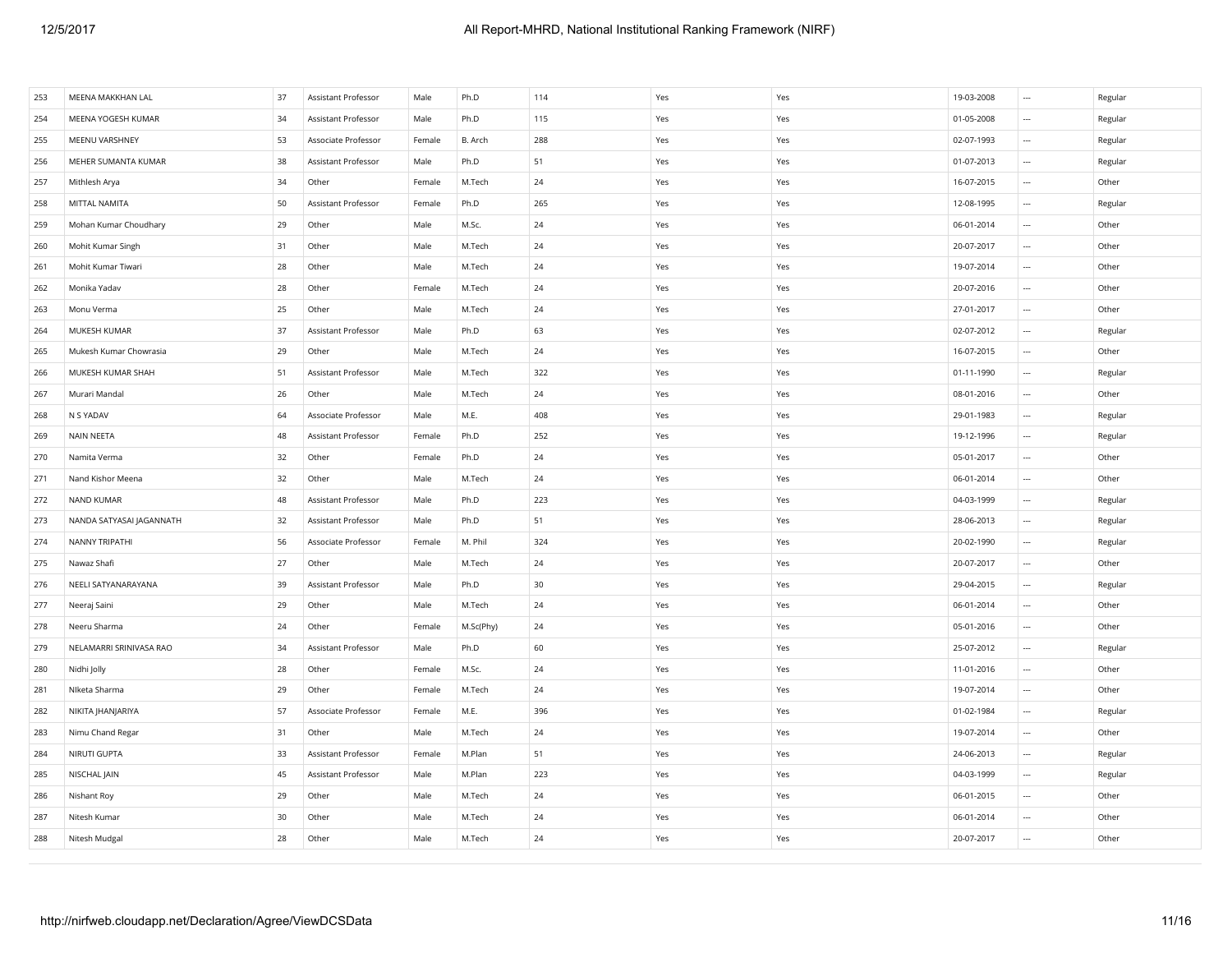| 253 | MEENA MAKKHAN LAL | 37 | Assistant Professor | Male | Ph.D | 114 | Yes | Yes | 19-03-2008 | --- | Regular |
|---|---|---|---|---|---|---|---|---|---|---|---|
| 254 | MEENA YOGESH KUMAR | 34 | Assistant Professor | Male | Ph.D | 115 | Yes | Yes | 01-05-2008 | --- | Regular |
| 255 | MEENU VARSHNEY | 53 | Associate Professor | Female | B. Arch | 288 | Yes | Yes | 02-07-1993 | --- | Regular |
| 256 | MEHER SUMANTA KUMAR | 38 | Assistant Professor | Male | Ph.D | 51 | Yes | Yes | 01-07-2013 | --- | Regular |
| 257 | Mithlesh Arya | 34 | Other | Female | M.Tech | 24 | Yes | Yes | 16-07-2015 | --- | Other |
| 258 | MITTAL NAMITA | 50 | Assistant Professor | Female | Ph.D | 265 | Yes | Yes | 12-08-1995 | --- | Regular |
| 259 | Mohan Kumar Choudhary | 29 | Other | Male | M.Sc. | 24 | Yes | Yes | 06-01-2014 | --- | Other |
| 260 | Mohit Kumar Singh | 31 | Other | Male | M.Tech | 24 | Yes | Yes | 20-07-2017 | --- | Other |
| 261 | Mohit Kumar Tiwari | 28 | Other | Male | M.Tech | 24 | Yes | Yes | 19-07-2014 | --- | Other |
| 262 | Monika Yadav | 28 | Other | Female | M.Tech | 24 | Yes | Yes | 20-07-2016 | --- | Other |
| 263 | Monu Verma | 25 | Other | Male | M.Tech | 24 | Yes | Yes | 27-01-2017 | --- | Other |
| 264 | MUKESH KUMAR | 37 | Assistant Professor | Male | Ph.D | 63 | Yes | Yes | 02-07-2012 | --- | Regular |
| 265 | Mukesh Kumar Chowrasia | 29 | Other | Male | M.Tech | 24 | Yes | Yes | 16-07-2015 | --- | Other |
| 266 | MUKESH KUMAR SHAH | 51 | Assistant Professor | Male | M.Tech | 322 | Yes | Yes | 01-11-1990 | --- | Regular |
| 267 | Murari Mandal | 26 | Other | Male | M.Tech | 24 | Yes | Yes | 08-01-2016 | --- | Other |
| 268 | N S YADAV | 64 | Associate Professor | Male | M.E. | 408 | Yes | Yes | 29-01-1983 | --- | Regular |
| 269 | NAIN NEETA | 48 | Assistant Professor | Female | Ph.D | 252 | Yes | Yes | 19-12-1996 | --- | Regular |
| 270 | Namita Verma | 32 | Other | Female | Ph.D | 24 | Yes | Yes | 05-01-2017 | --- | Other |
| 271 | Nand Kishor Meena | 32 | Other | Male | M.Tech | 24 | Yes | Yes | 06-01-2014 | --- | Other |
| 272 | NAND KUMAR | 48 | Assistant Professor | Male | Ph.D | 223 | Yes | Yes | 04-03-1999 | --- | Regular |
| 273 | NANDA SATYASAI JAGANNATH | 32 | Assistant Professor | Male | Ph.D | 51 | Yes | Yes | 28-06-2013 | --- | Regular |
| 274 | NANNY TRIPATHI | 56 | Associate Professor | Female | M. Phil | 324 | Yes | Yes | 20-02-1990 | --- | Regular |
| 275 | Nawaz Shafi | 27 | Other | Male | M.Tech | 24 | Yes | Yes | 20-07-2017 | --- | Other |
| 276 | NEELI SATYANARAYANA | 39 | Assistant Professor | Male | Ph.D | 30 | Yes | Yes | 29-04-2015 | --- | Regular |
| 277 | Neeraj Saini | 29 | Other | Male | M.Tech | 24 | Yes | Yes | 06-01-2014 | --- | Other |
| 278 | Neeru Sharma | 24 | Other | Female | M.Sc(Phy) | 24 | Yes | Yes | 05-01-2016 | --- | Other |
| 279 | NELAMARRI SRINIVASA RAO | 34 | Assistant Professor | Male | Ph.D | 60 | Yes | Yes | 25-07-2012 | --- | Regular |
| 280 | Nidhi Jolly | 28 | Other | Female | M.Sc. | 24 | Yes | Yes | 11-01-2016 | --- | Other |
| 281 | NIketa Sharma | 29 | Other | Female | M.Tech | 24 | Yes | Yes | 19-07-2014 | --- | Other |
| 282 | NIKITA JHANJARIYA | 57 | Associate Professor | Female | M.E. | 396 | Yes | Yes | 01-02-1984 | --- | Regular |
| 283 | Nimu Chand Regar | 31 | Other | Male | M.Tech | 24 | Yes | Yes | 19-07-2014 | --- | Other |
| 284 | NIRUTI GUPTA | 33 | Assistant Professor | Female | M.Plan | 51 | Yes | Yes | 24-06-2013 | --- | Regular |
| 285 | NISCHAL JAIN | 45 | Assistant Professor | Male | M.Plan | 223 | Yes | Yes | 04-03-1999 | --- | Regular |
| 286 | Nishant Roy | 29 | Other | Male | M.Tech | 24 | Yes | Yes | 06-01-2015 | --- | Other |
| 287 | Nitesh Kumar | 30 | Other | Male | M.Tech | 24 | Yes | Yes | 06-01-2014 | --- | Other |
| 288 | Nitesh Mudgal | 28 | Other | Male | M.Tech | 24 | Yes | Yes | 20-07-2017 | --- | Other |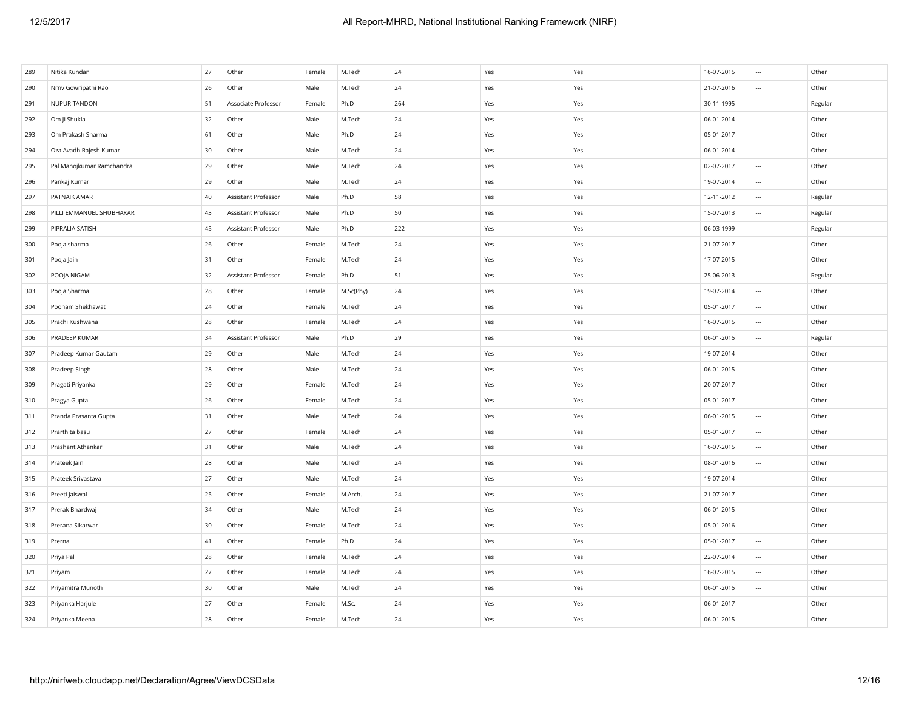| | | | | | | | | | | | |
|---|---|---|---|---|---|---|---|---|---|---|---|
| 289 | Nitika Kundan | 27 | Other | Female | M.Tech | 24 | Yes | Yes | 16-07-2015 | --- | Other |
| 290 | Nrnv Gowripathi Rao | 26 | Other | Male | M.Tech | 24 | Yes | Yes | 21-07-2016 | --- | Other |
| 291 | NUPUR TANDON | 51 | Associate Professor | Female | Ph.D | 264 | Yes | Yes | 30-11-1995 | --- | Regular |
| 292 | Om Ji Shukla | 32 | Other | Male | M.Tech | 24 | Yes | Yes | 06-01-2014 | --- | Other |
| 293 | Om Prakash Sharma | 61 | Other | Male | Ph.D | 24 | Yes | Yes | 05-01-2017 | --- | Other |
| 294 | Oza Avadh Rajesh Kumar | 30 | Other | Male | M.Tech | 24 | Yes | Yes | 06-01-2014 | --- | Other |
| 295 | Pal Manojkumar Ramchandra | 29 | Other | Male | M.Tech | 24 | Yes | Yes | 02-07-2017 | --- | Other |
| 296 | Pankaj Kumar | 29 | Other | Male | M.Tech | 24 | Yes | Yes | 19-07-2014 | --- | Other |
| 297 | PATNAIK AMAR | 40 | Assistant Professor | Male | Ph.D | 58 | Yes | Yes | 12-11-2012 | --- | Regular |
| 298 | PILLI EMMANUEL SHUBHAKAR | 43 | Assistant Professor | Male | Ph.D | 50 | Yes | Yes | 15-07-2013 | --- | Regular |
| 299 | PIPRALIA SATISH | 45 | Assistant Professor | Male | Ph.D | 222 | Yes | Yes | 06-03-1999 | --- | Regular |
| 300 | Pooja sharma | 26 | Other | Female | M.Tech | 24 | Yes | Yes | 21-07-2017 | --- | Other |
| 301 | Pooja Jain | 31 | Other | Female | M.Tech | 24 | Yes | Yes | 17-07-2015 | --- | Other |
| 302 | POOJA NIGAM | 32 | Assistant Professor | Female | Ph.D | 51 | Yes | Yes | 25-06-2013 | --- | Regular |
| 303 | Pooja Sharma | 28 | Other | Female | M.Sc(Phy) | 24 | Yes | Yes | 19-07-2014 | --- | Other |
| 304 | Poonam Shekhawat | 24 | Other | Female | M.Tech | 24 | Yes | Yes | 05-01-2017 | --- | Other |
| 305 | Prachi Kushwaha | 28 | Other | Female | M.Tech | 24 | Yes | Yes | 16-07-2015 | --- | Other |
| 306 | PRADEEP KUMAR | 34 | Assistant Professor | Male | Ph.D | 29 | Yes | Yes | 06-01-2015 | --- | Regular |
| 307 | Pradeep Kumar Gautam | 29 | Other | Male | M.Tech | 24 | Yes | Yes | 19-07-2014 | --- | Other |
| 308 | Pradeep Singh | 28 | Other | Male | M.Tech | 24 | Yes | Yes | 06-01-2015 | --- | Other |
| 309 | Pragati Priyanka | 29 | Other | Female | M.Tech | 24 | Yes | Yes | 20-07-2017 | --- | Other |
| 310 | Pragya Gupta | 26 | Other | Female | M.Tech | 24 | Yes | Yes | 05-01-2017 | --- | Other |
| 311 | Pranda Prasanta Gupta | 31 | Other | Male | M.Tech | 24 | Yes | Yes | 06-01-2015 | --- | Other |
| 312 | Prarthita basu | 27 | Other | Female | M.Tech | 24 | Yes | Yes | 05-01-2017 | --- | Other |
| 313 | Prashant Athankar | 31 | Other | Male | M.Tech | 24 | Yes | Yes | 16-07-2015 | --- | Other |
| 314 | Prateek Jain | 28 | Other | Male | M.Tech | 24 | Yes | Yes | 08-01-2016 | --- | Other |
| 315 | Prateek Srivastava | 27 | Other | Male | M.Tech | 24 | Yes | Yes | 19-07-2014 | --- | Other |
| 316 | Preeti Jaiswal | 25 | Other | Female | M.Arch. | 24 | Yes | Yes | 21-07-2017 | --- | Other |
| 317 | Prerak Bhardwaj | 34 | Other | Male | M.Tech | 24 | Yes | Yes | 06-01-2015 | --- | Other |
| 318 | Prerana Sikarwar | 30 | Other | Female | M.Tech | 24 | Yes | Yes | 05-01-2016 | --- | Other |
| 319 | Prerna | 41 | Other | Female | Ph.D | 24 | Yes | Yes | 05-01-2017 | --- | Other |
| 320 | Priya Pal | 28 | Other | Female | M.Tech | 24 | Yes | Yes | 22-07-2014 | --- | Other |
| 321 | Priyam | 27 | Other | Female | M.Tech | 24 | Yes | Yes | 16-07-2015 | --- | Other |
| 322 | Priyamitra Munoth | 30 | Other | Male | M.Tech | 24 | Yes | Yes | 06-01-2015 | --- | Other |
| 323 | Priyanka Harjule | 27 | Other | Female | M.Sc. | 24 | Yes | Yes | 06-01-2017 | --- | Other |
| 324 | Priyanka Meena | 28 | Other | Female | M.Tech | 24 | Yes | Yes | 06-01-2015 | --- | Other |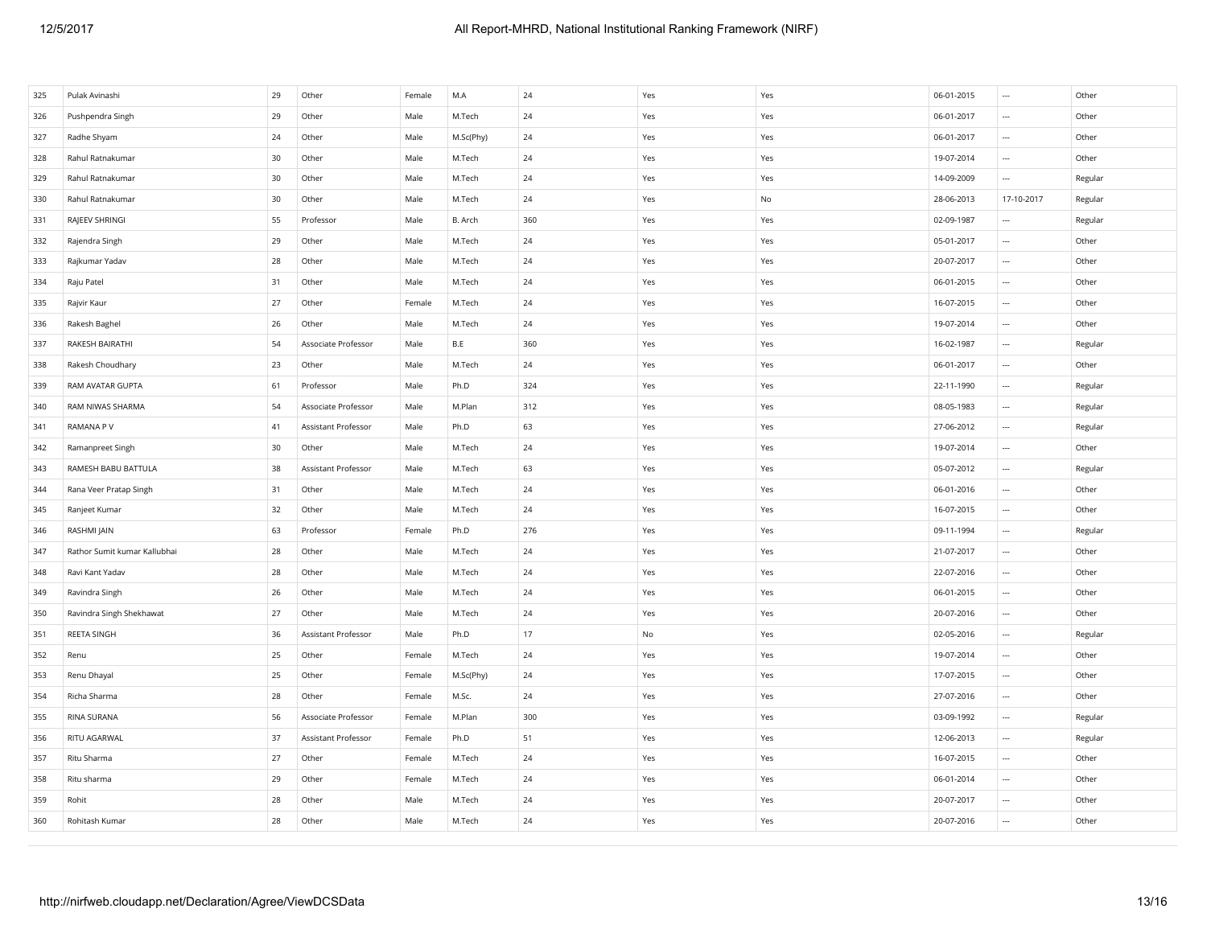| | | | | | | | | | | | |
|---|---|---|---|---|---|---|---|---|---|---|---|
| 325 | Pulak Avinashi | 29 | Other | Female | M.A | 24 | Yes | Yes | 06-01-2015 | --- | Other |
| 326 | Pushpendra Singh | 29 | Other | Male | M.Tech | 24 | Yes | Yes | 06-01-2017 | --- | Other |
| 327 | Radhe Shyam | 24 | Other | Male | M.Sc(Phy) | 24 | Yes | Yes | 06-01-2017 | --- | Other |
| 328 | Rahul Ratnakumar | 30 | Other | Male | M.Tech | 24 | Yes | Yes | 19-07-2014 | --- | Other |
| 329 | Rahul Ratnakumar | 30 | Other | Male | M.Tech | 24 | Yes | Yes | 14-09-2009 | --- | Regular |
| 330 | Rahul Ratnakumar | 30 | Other | Male | M.Tech | 24 | Yes | No | 28-06-2013 | 17-10-2017 | Regular |
| 331 | RAJEEV SHRINGI | 55 | Professor | Male | B. Arch | 360 | Yes | Yes | 02-09-1987 | --- | Regular |
| 332 | Rajendra Singh | 29 | Other | Male | M.Tech | 24 | Yes | Yes | 05-01-2017 | --- | Other |
| 333 | Rajkumar Yadav | 28 | Other | Male | M.Tech | 24 | Yes | Yes | 20-07-2017 | --- | Other |
| 334 | Raju Patel | 31 | Other | Male | M.Tech | 24 | Yes | Yes | 06-01-2015 | --- | Other |
| 335 | Rajvir Kaur | 27 | Other | Female | M.Tech | 24 | Yes | Yes | 16-07-2015 | --- | Other |
| 336 | Rakesh Baghel | 26 | Other | Male | M.Tech | 24 | Yes | Yes | 19-07-2014 | --- | Other |
| 337 | RAKESH BAIRATHI | 54 | Associate Professor | Male | B.E | 360 | Yes | Yes | 16-02-1987 | --- | Regular |
| 338 | Rakesh Choudhary | 23 | Other | Male | M.Tech | 24 | Yes | Yes | 06-01-2017 | --- | Other |
| 339 | RAM AVATAR GUPTA | 61 | Professor | Male | Ph.D | 324 | Yes | Yes | 22-11-1990 | --- | Regular |
| 340 | RAM NIWAS SHARMA | 54 | Associate Professor | Male | M.Plan | 312 | Yes | Yes | 08-05-1983 | --- | Regular |
| 341 | RAMANA P V | 41 | Assistant Professor | Male | Ph.D | 63 | Yes | Yes | 27-06-2012 | --- | Regular |
| 342 | Ramanpreet Singh | 30 | Other | Male | M.Tech | 24 | Yes | Yes | 19-07-2014 | --- | Other |
| 343 | RAMESH BABU BATTULA | 38 | Assistant Professor | Male | M.Tech | 63 | Yes | Yes | 05-07-2012 | --- | Regular |
| 344 | Rana Veer Pratap Singh | 31 | Other | Male | M.Tech | 24 | Yes | Yes | 06-01-2016 | --- | Other |
| 345 | Ranjeet Kumar | 32 | Other | Male | M.Tech | 24 | Yes | Yes | 16-07-2015 | --- | Other |
| 346 | RASHMI JAIN | 63 | Professor | Female | Ph.D | 276 | Yes | Yes | 09-11-1994 | --- | Regular |
| 347 | Rathor Sumit kumar Kallubhai | 28 | Other | Male | M.Tech | 24 | Yes | Yes | 21-07-2017 | --- | Other |
| 348 | Ravi Kant Yadav | 28 | Other | Male | M.Tech | 24 | Yes | Yes | 22-07-2016 | --- | Other |
| 349 | Ravindra Singh | 26 | Other | Male | M.Tech | 24 | Yes | Yes | 06-01-2015 | --- | Other |
| 350 | Ravindra Singh Shekhawat | 27 | Other | Male | M.Tech | 24 | Yes | Yes | 20-07-2016 | --- | Other |
| 351 | REETA SINGH | 36 | Assistant Professor | Male | Ph.D | 17 | No | Yes | 02-05-2016 | --- | Regular |
| 352 | Renu | 25 | Other | Female | M.Tech | 24 | Yes | Yes | 19-07-2014 | --- | Other |
| 353 | Renu Dhayal | 25 | Other | Female | M.Sc(Phy) | 24 | Yes | Yes | 17-07-2015 | --- | Other |
| 354 | Richa Sharma | 28 | Other | Female | M.Sc. | 24 | Yes | Yes | 27-07-2016 | --- | Other |
| 355 | RINA SURANA | 56 | Associate Professor | Female | M.Plan | 300 | Yes | Yes | 03-09-1992 | --- | Regular |
| 356 | RITU AGARWAL | 37 | Assistant Professor | Female | Ph.D | 51 | Yes | Yes | 12-06-2013 | --- | Regular |
| 357 | Ritu Sharma | 27 | Other | Female | M.Tech | 24 | Yes | Yes | 16-07-2015 | --- | Other |
| 358 | Ritu sharma | 29 | Other | Female | M.Tech | 24 | Yes | Yes | 06-01-2014 | --- | Other |
| 359 | Rohit | 28 | Other | Male | M.Tech | 24 | Yes | Yes | 20-07-2017 | --- | Other |
| 360 | Rohitash Kumar | 28 | Other | Male | M.Tech | 24 | Yes | Yes | 20-07-2016 | --- | Other |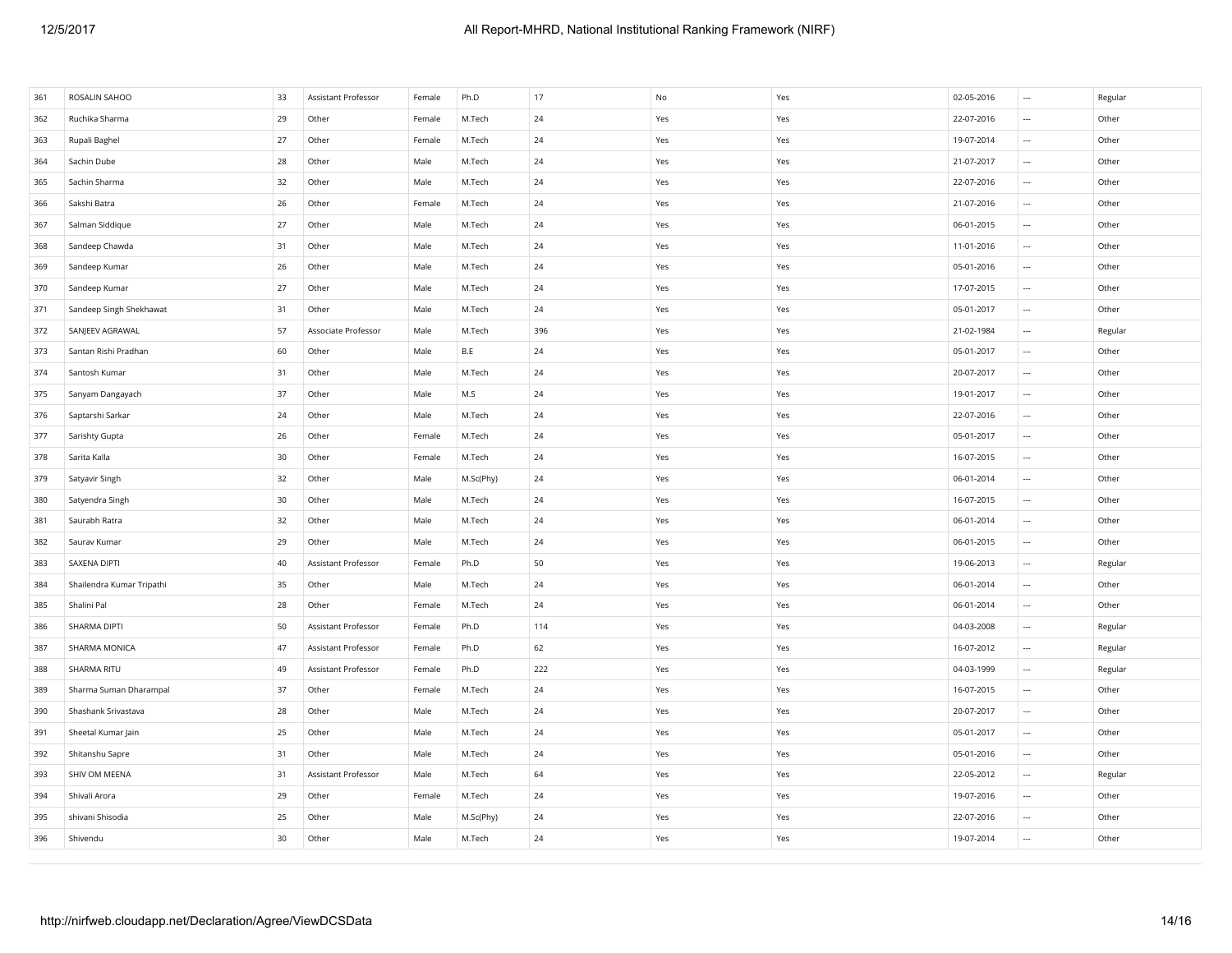| 361 | ROSALIN SAHOO | 33 | Assistant Professor | Female | Ph.D | 17 | No | Yes | 02-05-2016 | --- | Regular |
|---|---|---|---|---|---|---|---|---|---|---|---|
| 362 | Ruchika Sharma | 29 | Other | Female | M.Tech | 24 | Yes | Yes | 22-07-2016 | --- | Other |
| 363 | Rupali Baghel | 27 | Other | Female | M.Tech | 24 | Yes | Yes | 19-07-2014 | --- | Other |
| 364 | Sachin Dube | 28 | Other | Male | M.Tech | 24 | Yes | Yes | 21-07-2017 | --- | Other |
| 365 | Sachin Sharma | 32 | Other | Male | M.Tech | 24 | Yes | Yes | 22-07-2016 | --- | Other |
| 366 | Sakshi Batra | 26 | Other | Female | M.Tech | 24 | Yes | Yes | 21-07-2016 | --- | Other |
| 367 | Salman Siddique | 27 | Other | Male | M.Tech | 24 | Yes | Yes | 06-01-2015 | --- | Other |
| 368 | Sandeep Chawda | 31 | Other | Male | M.Tech | 24 | Yes | Yes | 11-01-2016 | --- | Other |
| 369 | Sandeep Kumar | 26 | Other | Male | M.Tech | 24 | Yes | Yes | 05-01-2016 | --- | Other |
| 370 | Sandeep Kumar | 27 | Other | Male | M.Tech | 24 | Yes | Yes | 17-07-2015 | --- | Other |
| 371 | Sandeep Singh Shekhawat | 31 | Other | Male | M.Tech | 24 | Yes | Yes | 05-01-2017 | --- | Other |
| 372 | SANJEEV AGRAWAL | 57 | Associate Professor | Male | M.Tech | 396 | Yes | Yes | 21-02-1984 | --- | Regular |
| 373 | Santan Rishi Pradhan | 60 | Other | Male | B.E | 24 | Yes | Yes | 05-01-2017 | --- | Other |
| 374 | Santosh Kumar | 31 | Other | Male | M.Tech | 24 | Yes | Yes | 20-07-2017 | --- | Other |
| 375 | Sanyam Dangayach | 37 | Other | Male | M.S | 24 | Yes | Yes | 19-01-2017 | --- | Other |
| 376 | Saptarshi Sarkar | 24 | Other | Male | M.Tech | 24 | Yes | Yes | 22-07-2016 | --- | Other |
| 377 | Sarishty Gupta | 26 | Other | Female | M.Tech | 24 | Yes | Yes | 05-01-2017 | --- | Other |
| 378 | Sarita Kalla | 30 | Other | Female | M.Tech | 24 | Yes | Yes | 16-07-2015 | --- | Other |
| 379 | Satyavir Singh | 32 | Other | Male | M.Sc(Phy) | 24 | Yes | Yes | 06-01-2014 | --- | Other |
| 380 | Satyendra Singh | 30 | Other | Male | M.Tech | 24 | Yes | Yes | 16-07-2015 | --- | Other |
| 381 | Saurabh Ratra | 32 | Other | Male | M.Tech | 24 | Yes | Yes | 06-01-2014 | --- | Other |
| 382 | Saurav Kumar | 29 | Other | Male | M.Tech | 24 | Yes | Yes | 06-01-2015 | --- | Other |
| 383 | SAXENA DIPTI | 40 | Assistant Professor | Female | Ph.D | 50 | Yes | Yes | 19-06-2013 | --- | Regular |
| 384 | Shailendra Kumar Tripathi | 35 | Other | Male | M.Tech | 24 | Yes | Yes | 06-01-2014 | --- | Other |
| 385 | Shalini Pal | 28 | Other | Female | M.Tech | 24 | Yes | Yes | 06-01-2014 | --- | Other |
| 386 | SHARMA DIPTI | 50 | Assistant Professor | Female | Ph.D | 114 | Yes | Yes | 04-03-2008 | --- | Regular |
| 387 | SHARMA MONICA | 47 | Assistant Professor | Female | Ph.D | 62 | Yes | Yes | 16-07-2012 | --- | Regular |
| 388 | SHARMA RITU | 49 | Assistant Professor | Female | Ph.D | 222 | Yes | Yes | 04-03-1999 | --- | Regular |
| 389 | Sharma Suman Dharampal | 37 | Other | Female | M.Tech | 24 | Yes | Yes | 16-07-2015 | --- | Other |
| 390 | Shashank Srivastava | 28 | Other | Male | M.Tech | 24 | Yes | Yes | 20-07-2017 | --- | Other |
| 391 | Sheetal Kumar Jain | 25 | Other | Male | M.Tech | 24 | Yes | Yes | 05-01-2017 | --- | Other |
| 392 | Shitanshu Sapre | 31 | Other | Male | M.Tech | 24 | Yes | Yes | 05-01-2016 | --- | Other |
| 393 | SHIV OM MEENA | 31 | Assistant Professor | Male | M.Tech | 64 | Yes | Yes | 22-05-2012 | --- | Regular |
| 394 | Shivali Arora | 29 | Other | Female | M.Tech | 24 | Yes | Yes | 19-07-2016 | --- | Other |
| 395 | shivani Shisodia | 25 | Other | Male | M.Sc(Phy) | 24 | Yes | Yes | 22-07-2016 | --- | Other |
| 396 | Shivendu | 30 | Other | Male | M.Tech | 24 | Yes | Yes | 19-07-2014 | --- | Other |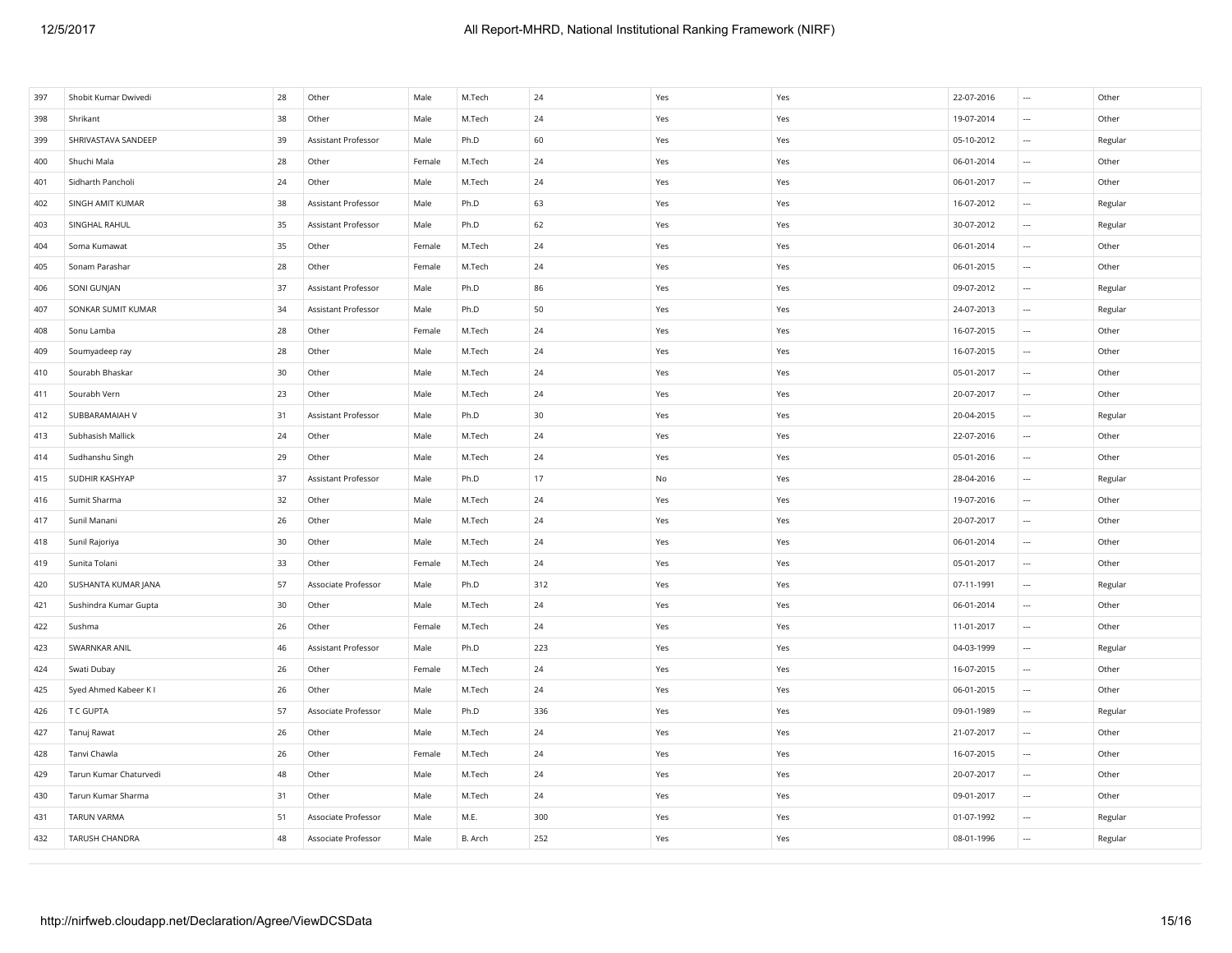| | | | | | | | | | | | |
|---|---|---|---|---|---|---|---|---|---|---|---|
| 397 | Shobit Kumar Dwivedi | 28 | Other | Male | M.Tech | 24 | Yes | Yes | 22-07-2016 | --- | Other |
| 398 | Shrikant | 38 | Other | Male | M.Tech | 24 | Yes | Yes | 19-07-2014 | --- | Other |
| 399 | SHRIVASTAVA SANDEEP | 39 | Assistant Professor | Male | Ph.D | 60 | Yes | Yes | 05-10-2012 | --- | Regular |
| 400 | Shuchi Mala | 28 | Other | Female | M.Tech | 24 | Yes | Yes | 06-01-2014 | --- | Other |
| 401 | Sidharth Pancholi | 24 | Other | Male | M.Tech | 24 | Yes | Yes | 06-01-2017 | --- | Other |
| 402 | SINGH AMIT KUMAR | 38 | Assistant Professor | Male | Ph.D | 63 | Yes | Yes | 16-07-2012 | --- | Regular |
| 403 | SINGHAL RAHUL | 35 | Assistant Professor | Male | Ph.D | 62 | Yes | Yes | 30-07-2012 | --- | Regular |
| 404 | Soma Kumawat | 35 | Other | Female | M.Tech | 24 | Yes | Yes | 06-01-2014 | --- | Other |
| 405 | Sonam Parashar | 28 | Other | Female | M.Tech | 24 | Yes | Yes | 06-01-2015 | --- | Other |
| 406 | SONI GUNJAN | 37 | Assistant Professor | Male | Ph.D | 86 | Yes | Yes | 09-07-2012 | --- | Regular |
| 407 | SONKAR SUMIT KUMAR | 34 | Assistant Professor | Male | Ph.D | 50 | Yes | Yes | 24-07-2013 | --- | Regular |
| 408 | Sonu Lamba | 28 | Other | Female | M.Tech | 24 | Yes | Yes | 16-07-2015 | --- | Other |
| 409 | Soumyadeep ray | 28 | Other | Male | M.Tech | 24 | Yes | Yes | 16-07-2015 | --- | Other |
| 410 | Sourabh Bhaskar | 30 | Other | Male | M.Tech | 24 | Yes | Yes | 05-01-2017 | --- | Other |
| 411 | Sourabh Vern | 23 | Other | Male | M.Tech | 24 | Yes | Yes | 20-07-2017 | --- | Other |
| 412 | SUBBARAMAIAH V | 31 | Assistant Professor | Male | Ph.D | 30 | Yes | Yes | 20-04-2015 | --- | Regular |
| 413 | Subhasish Mallick | 24 | Other | Male | M.Tech | 24 | Yes | Yes | 22-07-2016 | --- | Other |
| 414 | Sudhanshu Singh | 29 | Other | Male | M.Tech | 24 | Yes | Yes | 05-01-2016 | --- | Other |
| 415 | SUDHIR KASHYAP | 37 | Assistant Professor | Male | Ph.D | 17 | No | Yes | 28-04-2016 | --- | Regular |
| 416 | Sumit Sharma | 32 | Other | Male | M.Tech | 24 | Yes | Yes | 19-07-2016 | --- | Other |
| 417 | Sunil Manani | 26 | Other | Male | M.Tech | 24 | Yes | Yes | 20-07-2017 | --- | Other |
| 418 | Sunil Rajoriya | 30 | Other | Male | M.Tech | 24 | Yes | Yes | 06-01-2014 | --- | Other |
| 419 | Sunita Tolani | 33 | Other | Female | M.Tech | 24 | Yes | Yes | 05-01-2017 | --- | Other |
| 420 | SUSHANTA KUMAR JANA | 57 | Associate Professor | Male | Ph.D | 312 | Yes | Yes | 07-11-1991 | --- | Regular |
| 421 | Sushindra Kumar Gupta | 30 | Other | Male | M.Tech | 24 | Yes | Yes | 06-01-2014 | --- | Other |
| 422 | Sushma | 26 | Other | Female | M.Tech | 24 | Yes | Yes | 11-01-2017 | --- | Other |
| 423 | SWARNKAR ANIL | 46 | Assistant Professor | Male | Ph.D | 223 | Yes | Yes | 04-03-1999 | --- | Regular |
| 424 | Swati Dubay | 26 | Other | Female | M.Tech | 24 | Yes | Yes | 16-07-2015 | --- | Other |
| 425 | Syed Ahmed Kabeer K I | 26 | Other | Male | M.Tech | 24 | Yes | Yes | 06-01-2015 | --- | Other |
| 426 | T C GUPTA | 57 | Associate Professor | Male | Ph.D | 336 | Yes | Yes | 09-01-1989 | --- | Regular |
| 427 | Tanuj Rawat | 26 | Other | Male | M.Tech | 24 | Yes | Yes | 21-07-2017 | --- | Other |
| 428 | Tanvi Chawla | 26 | Other | Female | M.Tech | 24 | Yes | Yes | 16-07-2015 | --- | Other |
| 429 | Tarun Kumar Chaturvedi | 48 | Other | Male | M.Tech | 24 | Yes | Yes | 20-07-2017 | --- | Other |
| 430 | Tarun Kumar Sharma | 31 | Other | Male | M.Tech | 24 | Yes | Yes | 09-01-2017 | --- | Other |
| 431 | TARUN VARMA | 51 | Associate Professor | Male | M.E. | 300 | Yes | Yes | 01-07-1992 | --- | Regular |
| 432 | TARUSH CHANDRA | 48 | Associate Professor | Male | B. Arch | 252 | Yes | Yes | 08-01-1996 | --- | Regular |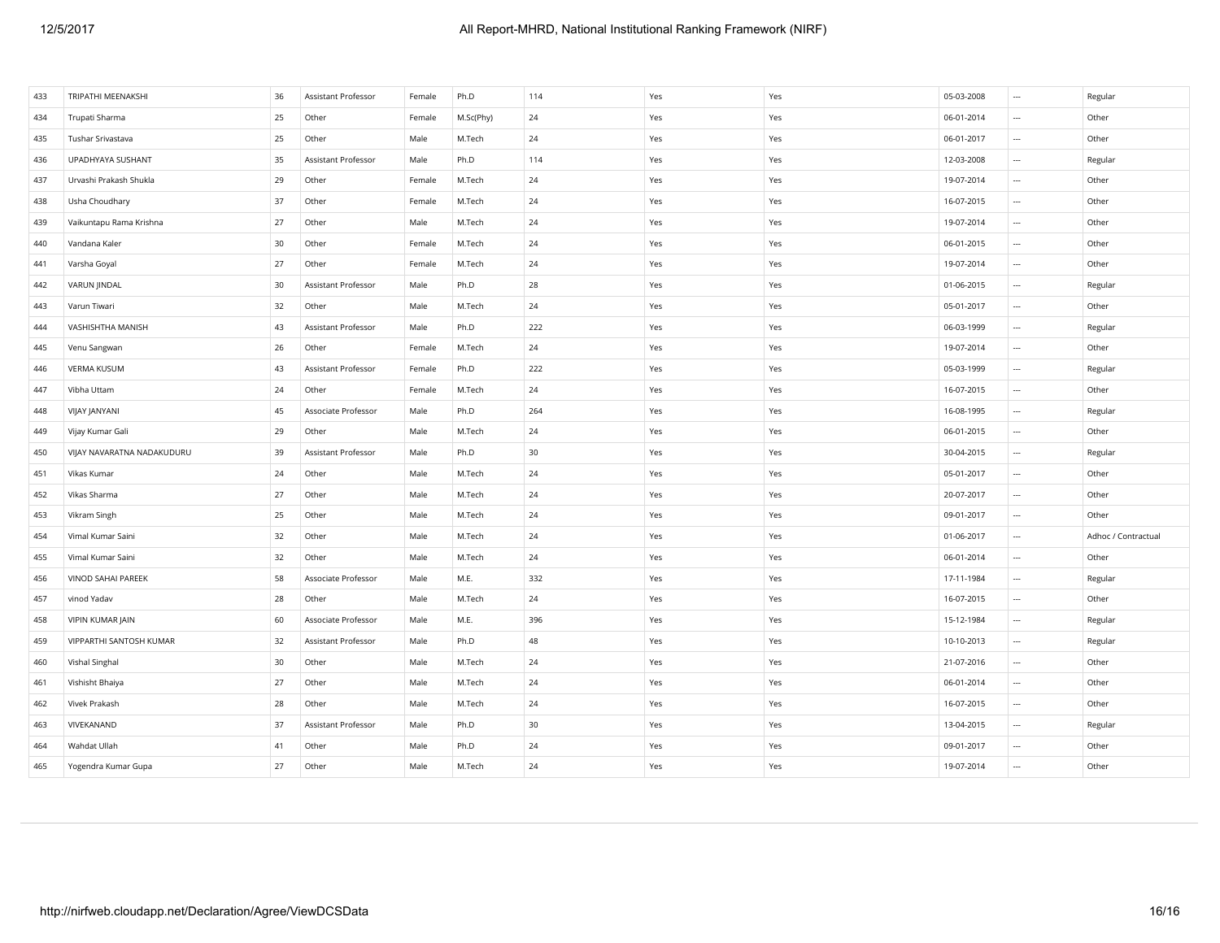| | | | | | | | | | | | |
|---|---|---|---|---|---|---|---|---|---|---|---|
| 433 | TRIPATHI MEENAKSHI | 36 | Assistant Professor | Female | Ph.D | 114 | Yes | Yes | 05-03-2008 | --- | Regular |
| 434 | Trupati Sharma | 25 | Other | Female | M.Sc(Phy) | 24 | Yes | Yes | 06-01-2014 | --- | Other |
| 435 | Tushar Srivastava | 25 | Other | Male | M.Tech | 24 | Yes | Yes | 06-01-2017 | --- | Other |
| 436 | UPADHYAYA SUSHANT | 35 | Assistant Professor | Male | Ph.D | 114 | Yes | Yes | 12-03-2008 | --- | Regular |
| 437 | Urvashi Prakash Shukla | 29 | Other | Female | M.Tech | 24 | Yes | Yes | 19-07-2014 | --- | Other |
| 438 | Usha Choudhary | 37 | Other | Female | M.Tech | 24 | Yes | Yes | 16-07-2015 | --- | Other |
| 439 | Vaikuntapu Rama Krishna | 27 | Other | Male | M.Tech | 24 | Yes | Yes | 19-07-2014 | --- | Other |
| 440 | Vandana Kaler | 30 | Other | Female | M.Tech | 24 | Yes | Yes | 06-01-2015 | --- | Other |
| 441 | Varsha Goyal | 27 | Other | Female | M.Tech | 24 | Yes | Yes | 19-07-2014 | --- | Other |
| 442 | VARUN JINDAL | 30 | Assistant Professor | Male | Ph.D | 28 | Yes | Yes | 01-06-2015 | --- | Regular |
| 443 | Varun Tiwari | 32 | Other | Male | M.Tech | 24 | Yes | Yes | 05-01-2017 | --- | Other |
| 444 | VASHISHTHA MANISH | 43 | Assistant Professor | Male | Ph.D | 222 | Yes | Yes | 06-03-1999 | --- | Regular |
| 445 | Venu Sangwan | 26 | Other | Female | M.Tech | 24 | Yes | Yes | 19-07-2014 | --- | Other |
| 446 | VERMA KUSUM | 43 | Assistant Professor | Female | Ph.D | 222 | Yes | Yes | 05-03-1999 | --- | Regular |
| 447 | Vibha Uttam | 24 | Other | Female | M.Tech | 24 | Yes | Yes | 16-07-2015 | --- | Other |
| 448 | VIJAY JANYANI | 45 | Associate Professor | Male | Ph.D | 264 | Yes | Yes | 16-08-1995 | --- | Regular |
| 449 | Vijay Kumar Gali | 29 | Other | Male | M.Tech | 24 | Yes | Yes | 06-01-2015 | --- | Other |
| 450 | VIJAY NAVARATNA NADAKUDURU | 39 | Assistant Professor | Male | Ph.D | 30 | Yes | Yes | 30-04-2015 | --- | Regular |
| 451 | Vikas Kumar | 24 | Other | Male | M.Tech | 24 | Yes | Yes | 05-01-2017 | --- | Other |
| 452 | Vikas Sharma | 27 | Other | Male | M.Tech | 24 | Yes | Yes | 20-07-2017 | --- | Other |
| 453 | Vikram Singh | 25 | Other | Male | M.Tech | 24 | Yes | Yes | 09-01-2017 | --- | Other |
| 454 | Vimal Kumar Saini | 32 | Other | Male | M.Tech | 24 | Yes | Yes | 01-06-2017 | --- | Adhoc / Contractual |
| 455 | Vimal Kumar Saini | 32 | Other | Male | M.Tech | 24 | Yes | Yes | 06-01-2014 | --- | Other |
| 456 | VINOD SAHAI PAREEK | 58 | Associate Professor | Male | M.E. | 332 | Yes | Yes | 17-11-1984 | --- | Regular |
| 457 | vinod Yadav | 28 | Other | Male | M.Tech | 24 | Yes | Yes | 16-07-2015 | --- | Other |
| 458 | VIPIN KUMAR JAIN | 60 | Associate Professor | Male | M.E. | 396 | Yes | Yes | 15-12-1984 | --- | Regular |
| 459 | VIPPARTHI SANTOSH KUMAR | 32 | Assistant Professor | Male | Ph.D | 48 | Yes | Yes | 10-10-2013 | --- | Regular |
| 460 | Vishal Singhal | 30 | Other | Male | M.Tech | 24 | Yes | Yes | 21-07-2016 | --- | Other |
| 461 | Vishisht Bhaiya | 27 | Other | Male | M.Tech | 24 | Yes | Yes | 06-01-2014 | --- | Other |
| 462 | Vivek Prakash | 28 | Other | Male | M.Tech | 24 | Yes | Yes | 16-07-2015 | --- | Other |
| 463 | VIVEKANAND | 37 | Assistant Professor | Male | Ph.D | 30 | Yes | Yes | 13-04-2015 | --- | Regular |
| 464 | Wahdat Ullah | 41 | Other | Male | Ph.D | 24 | Yes | Yes | 09-01-2017 | --- | Other |
| 465 | Yogendra Kumar Gupa | 27 | Other | Male | M.Tech | 24 | Yes | Yes | 19-07-2014 | --- | Other |